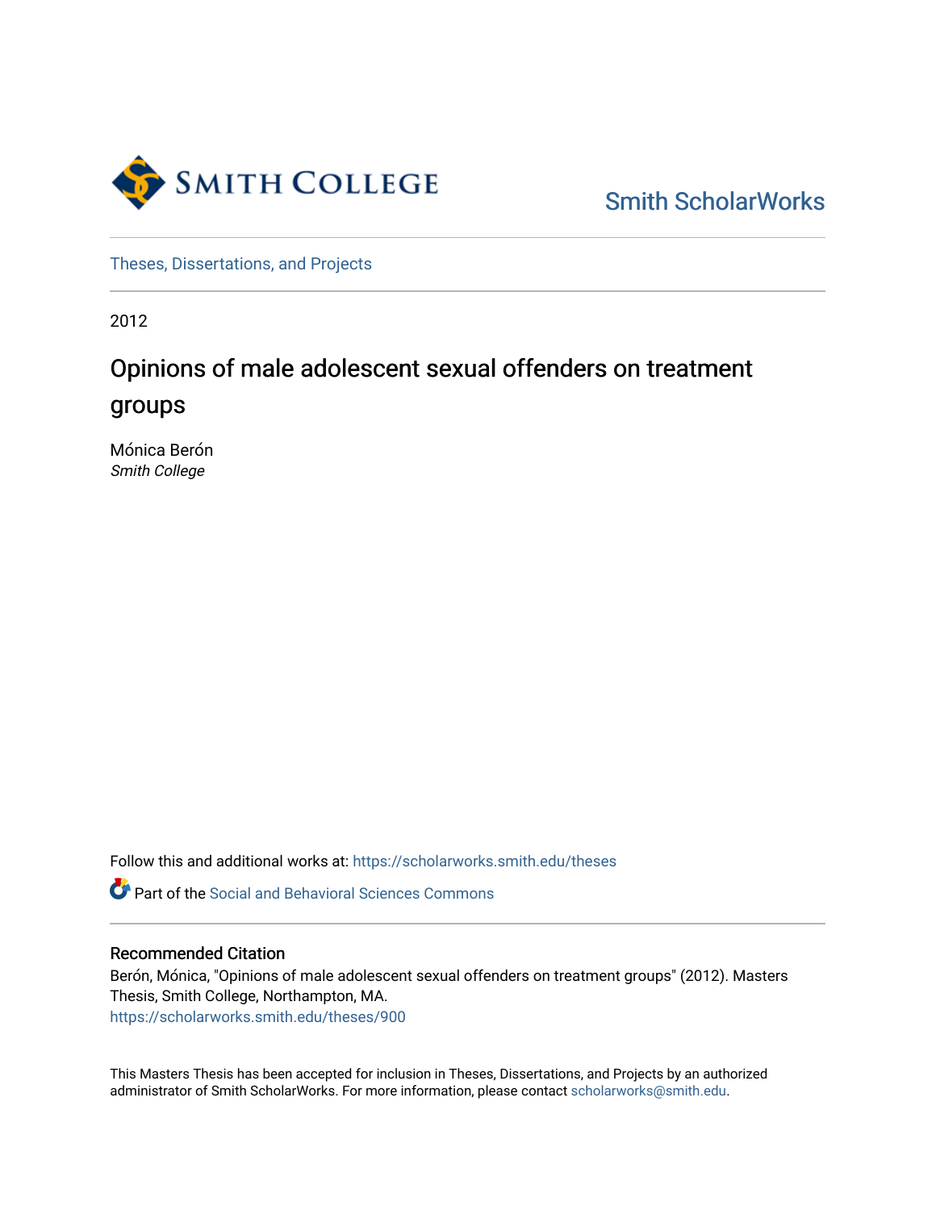Smith College

Smith ScholarWorks

Theses, Dissertations, and Projects

2012

# Opinions of male adolescent sexual offenders on treatment groups

Mónica Berón
*Smith College*

Follow this and additional works at: https://scholarworks.smith.edu/theses

Part of the Social and Behavioral Sciences Commons

## Recommended Citation

Berón, Mónica, "Opinions of male adolescent sexual offenders on treatment groups" (2012). Masters Thesis, Smith College, Northampton, MA.
https://scholarworks.smith.edu/theses/900

This Masters Thesis has been accepted for inclusion in Theses, Dissertations, and Projects by an authorized administrator of Smith ScholarWorks. For more information, please contact scholarworks@smith.edu.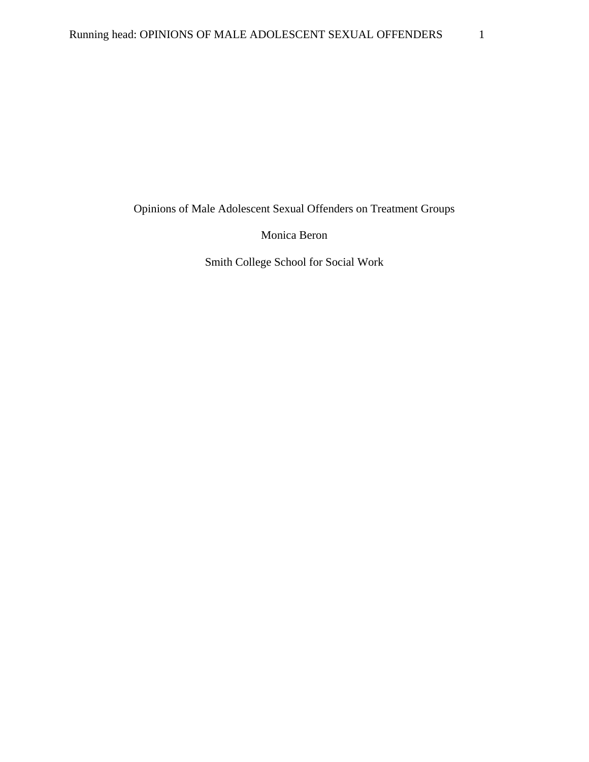Opinions of Male Adolescent Sexual Offenders on Treatment Groups

Monica Beron

Smith College School for Social Work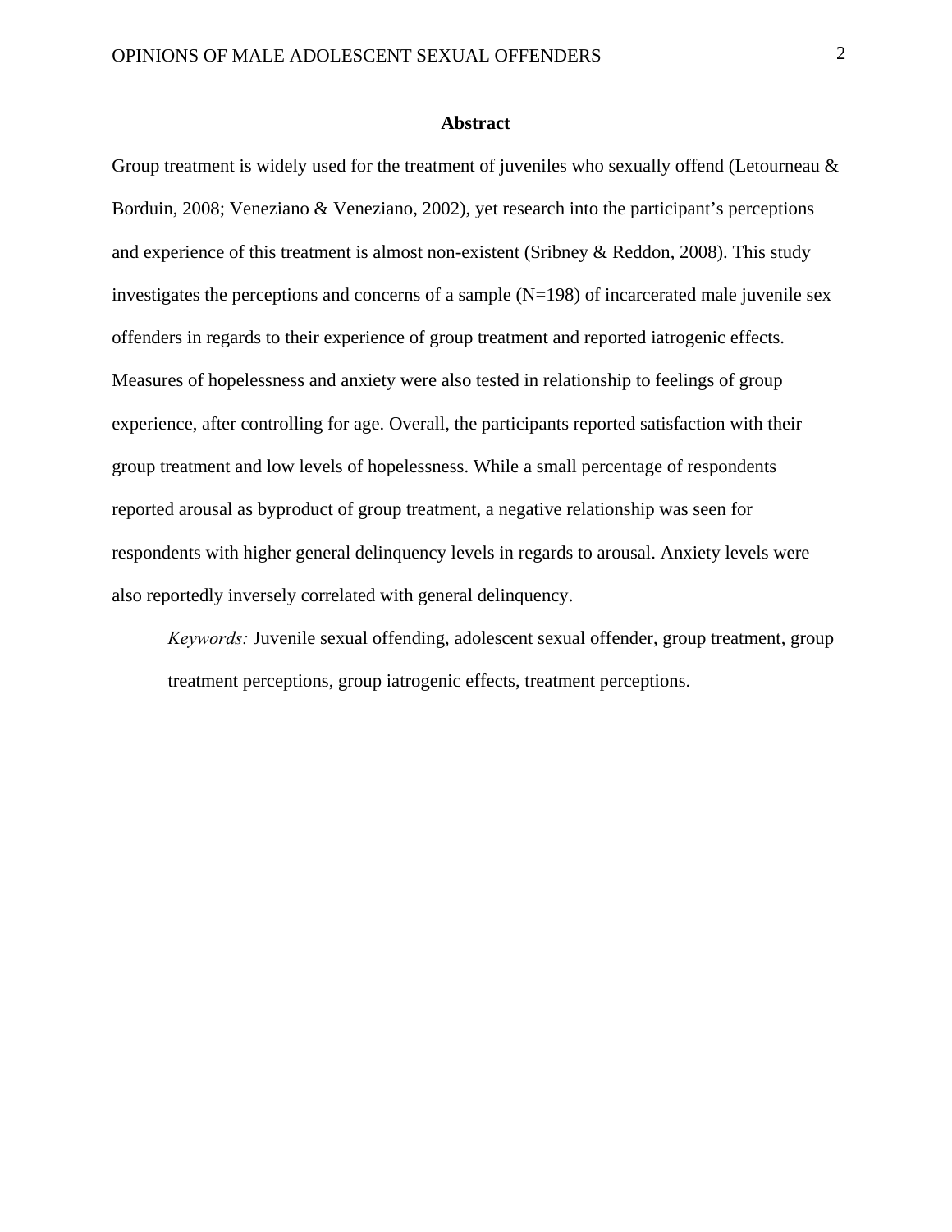## Abstract

Group treatment is widely used for the treatment of juveniles who sexually offend (Letourneau & Borduin, 2008; Veneziano & Veneziano, 2002), yet research into the participant's perceptions and experience of this treatment is almost non-existent (Sribney & Reddon, 2008). This study investigates the perceptions and concerns of a sample (N=198) of incarcerated male juvenile sex offenders in regards to their experience of group treatment and reported iatrogenic effects. Measures of hopelessness and anxiety were also tested in relationship to feelings of group experience, after controlling for age. Overall, the participants reported satisfaction with their group treatment and low levels of hopelessness. While a small percentage of respondents reported arousal as byproduct of group treatment, a negative relationship was seen for respondents with higher general delinquency levels in regards to arousal. Anxiety levels were also reportedly inversely correlated with general delinquency.

*Keywords:* Juvenile sexual offending, adolescent sexual offender, group treatment, group treatment perceptions, group iatrogenic effects, treatment perceptions.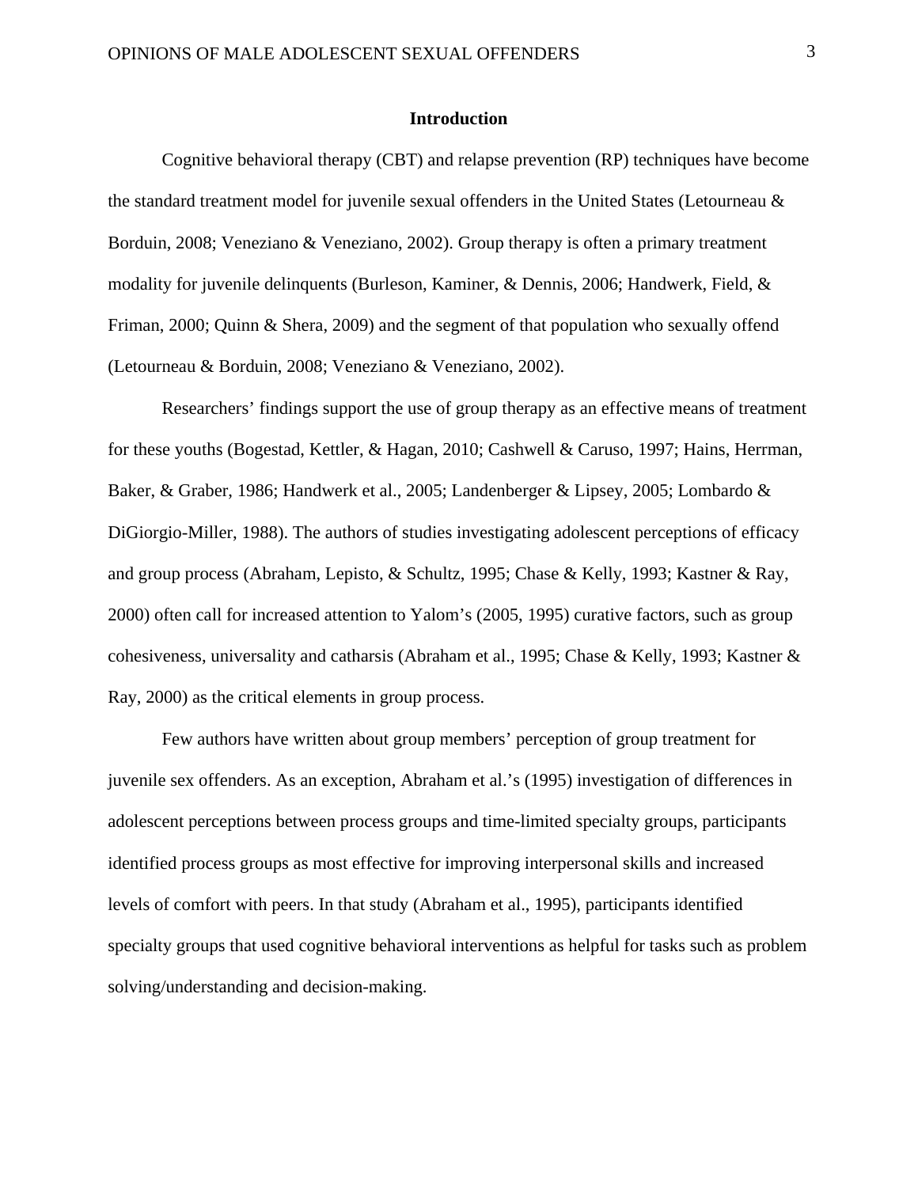## Introduction

Cognitive behavioral therapy (CBT) and relapse prevention (RP) techniques have become the standard treatment model for juvenile sexual offenders in the United States (Letourneau & Borduin, 2008; Veneziano & Veneziano, 2002). Group therapy is often a primary treatment modality for juvenile delinquents (Burleson, Kaminer, & Dennis, 2006; Handwerk, Field, & Friman, 2000; Quinn & Shera, 2009) and the segment of that population who sexually offend (Letourneau & Borduin, 2008; Veneziano & Veneziano, 2002).

Researchers' findings support the use of group therapy as an effective means of treatment for these youths (Bogestad, Kettler, & Hagan, 2010; Cashwell & Caruso, 1997; Hains, Herrman, Baker, & Graber, 1986; Handwerk et al., 2005; Landenberger & Lipsey, 2005; Lombardo & DiGiorgio-Miller, 1988). The authors of studies investigating adolescent perceptions of efficacy and group process (Abraham, Lepisto, & Schultz, 1995; Chase & Kelly, 1993; Kastner & Ray, 2000) often call for increased attention to Yalom's (2005, 1995) curative factors, such as group cohesiveness, universality and catharsis (Abraham et al., 1995; Chase & Kelly, 1993; Kastner & Ray, 2000) as the critical elements in group process.

Few authors have written about group members' perception of group treatment for juvenile sex offenders. As an exception, Abraham et al.'s (1995) investigation of differences in adolescent perceptions between process groups and time-limited specialty groups, participants identified process groups as most effective for improving interpersonal skills and increased levels of comfort with peers. In that study (Abraham et al., 1995), participants identified specialty groups that used cognitive behavioral interventions as helpful for tasks such as problem solving/understanding and decision-making.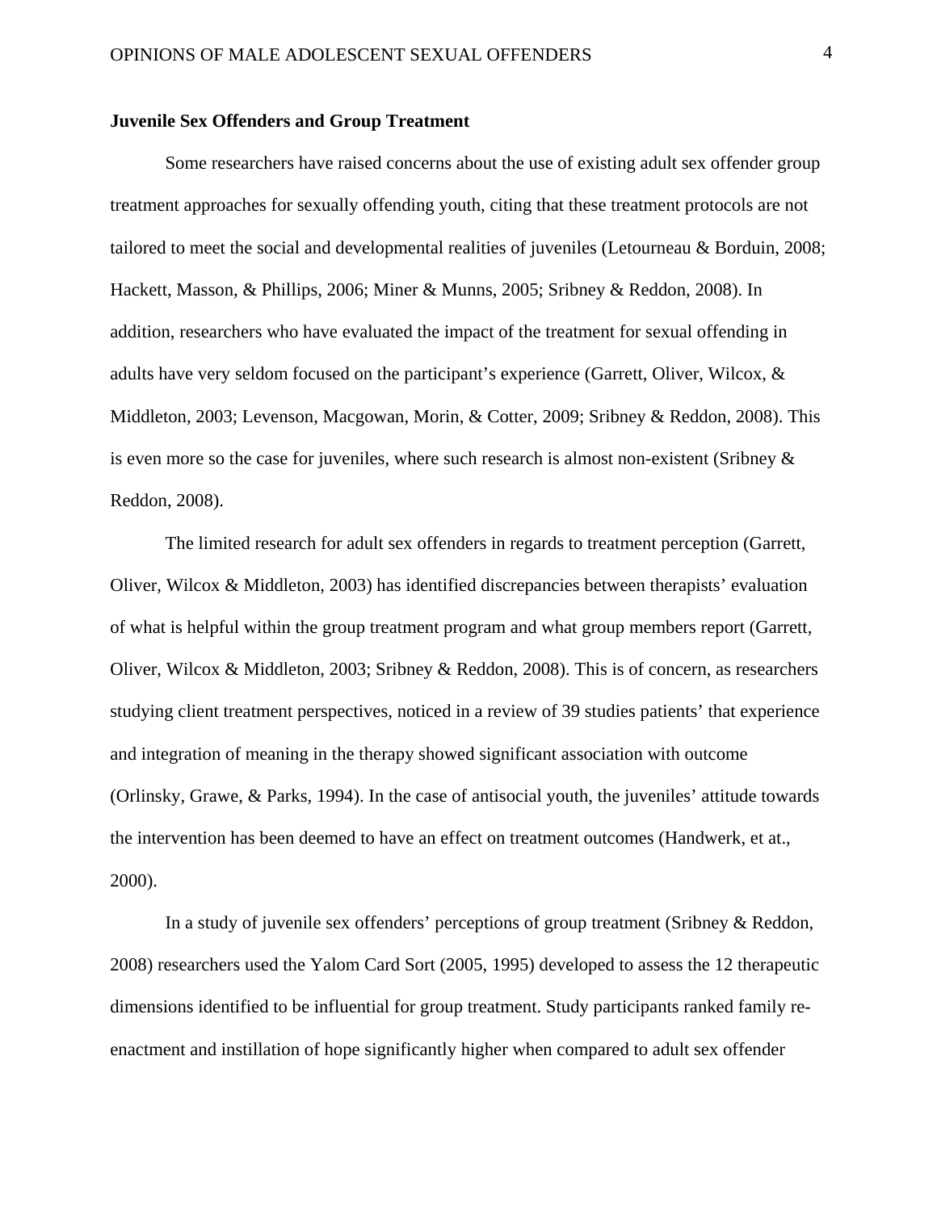## Juvenile Sex Offenders and Group Treatment

Some researchers have raised concerns about the use of existing adult sex offender group treatment approaches for sexually offending youth, citing that these treatment protocols are not tailored to meet the social and developmental realities of juveniles (Letourneau & Borduin, 2008; Hackett, Masson, & Phillips, 2006; Miner & Munns, 2005; Sribney & Reddon, 2008). In addition, researchers who have evaluated the impact of the treatment for sexual offending in adults have very seldom focused on the participant's experience (Garrett, Oliver, Wilcox, & Middleton, 2003; Levenson, Macgowan, Morin, & Cotter, 2009; Sribney & Reddon, 2008). This is even more so the case for juveniles, where such research is almost non-existent (Sribney & Reddon, 2008).

The limited research for adult sex offenders in regards to treatment perception (Garrett, Oliver, Wilcox & Middleton, 2003) has identified discrepancies between therapists' evaluation of what is helpful within the group treatment program and what group members report (Garrett, Oliver, Wilcox & Middleton, 2003; Sribney & Reddon, 2008). This is of concern, as researchers studying client treatment perspectives, noticed in a review of 39 studies patients' that experience and integration of meaning in the therapy showed significant association with outcome (Orlinsky, Grawe, & Parks, 1994). In the case of antisocial youth, the juveniles' attitude towards the intervention has been deemed to have an effect on treatment outcomes (Handwerk, et at., 2000).

In a study of juvenile sex offenders' perceptions of group treatment (Sribney & Reddon, 2008) researchers used the Yalom Card Sort (2005, 1995) developed to assess the 12 therapeutic dimensions identified to be influential for group treatment. Study participants ranked family re-enactment and instillation of hope significantly higher when compared to adult sex offender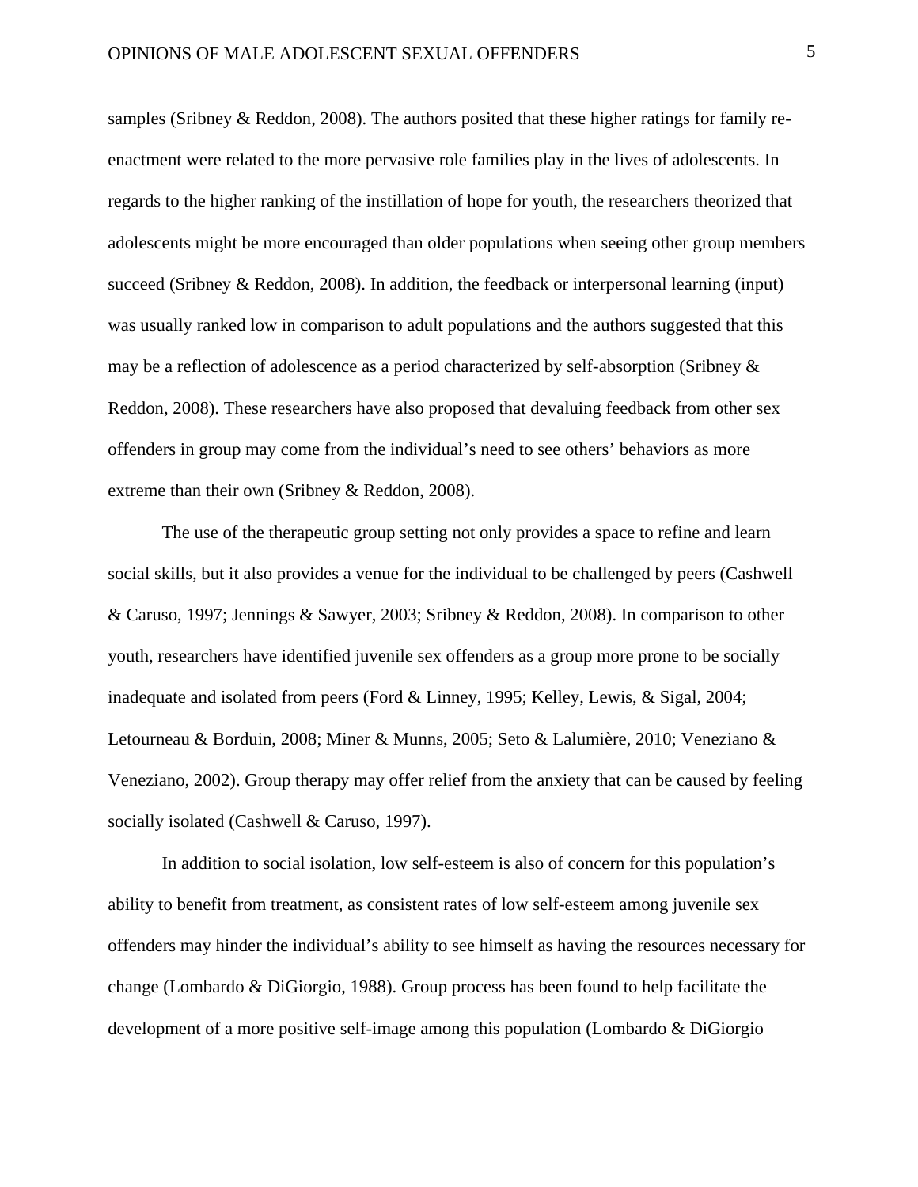samples (Sribney & Reddon, 2008). The authors posited that these higher ratings for family re-enactment were related to the more pervasive role families play in the lives of adolescents. In regards to the higher ranking of the instillation of hope for youth, the researchers theorized that adolescents might be more encouraged than older populations when seeing other group members succeed (Sribney & Reddon, 2008). In addition, the feedback or interpersonal learning (input) was usually ranked low in comparison to adult populations and the authors suggested that this may be a reflection of adolescence as a period characterized by self-absorption (Sribney & Reddon, 2008). These researchers have also proposed that devaluing feedback from other sex offenders in group may come from the individual's need to see others' behaviors as more extreme than their own (Sribney & Reddon, 2008).

The use of the therapeutic group setting not only provides a space to refine and learn social skills, but it also provides a venue for the individual to be challenged by peers (Cashwell & Caruso, 1997; Jennings & Sawyer, 2003; Sribney & Reddon, 2008). In comparison to other youth, researchers have identified juvenile sex offenders as a group more prone to be socially inadequate and isolated from peers (Ford & Linney, 1995; Kelley, Lewis, & Sigal, 2004; Letourneau & Borduin, 2008; Miner & Munns, 2005; Seto & Lalumière, 2010; Veneziano & Veneziano, 2002). Group therapy may offer relief from the anxiety that can be caused by feeling socially isolated (Cashwell & Caruso, 1997).

In addition to social isolation, low self-esteem is also of concern for this population's ability to benefit from treatment, as consistent rates of low self-esteem among juvenile sex offenders may hinder the individual's ability to see himself as having the resources necessary for change (Lombardo & DiGiorgio, 1988). Group process has been found to help facilitate the development of a more positive self-image among this population (Lombardo & DiGiorgio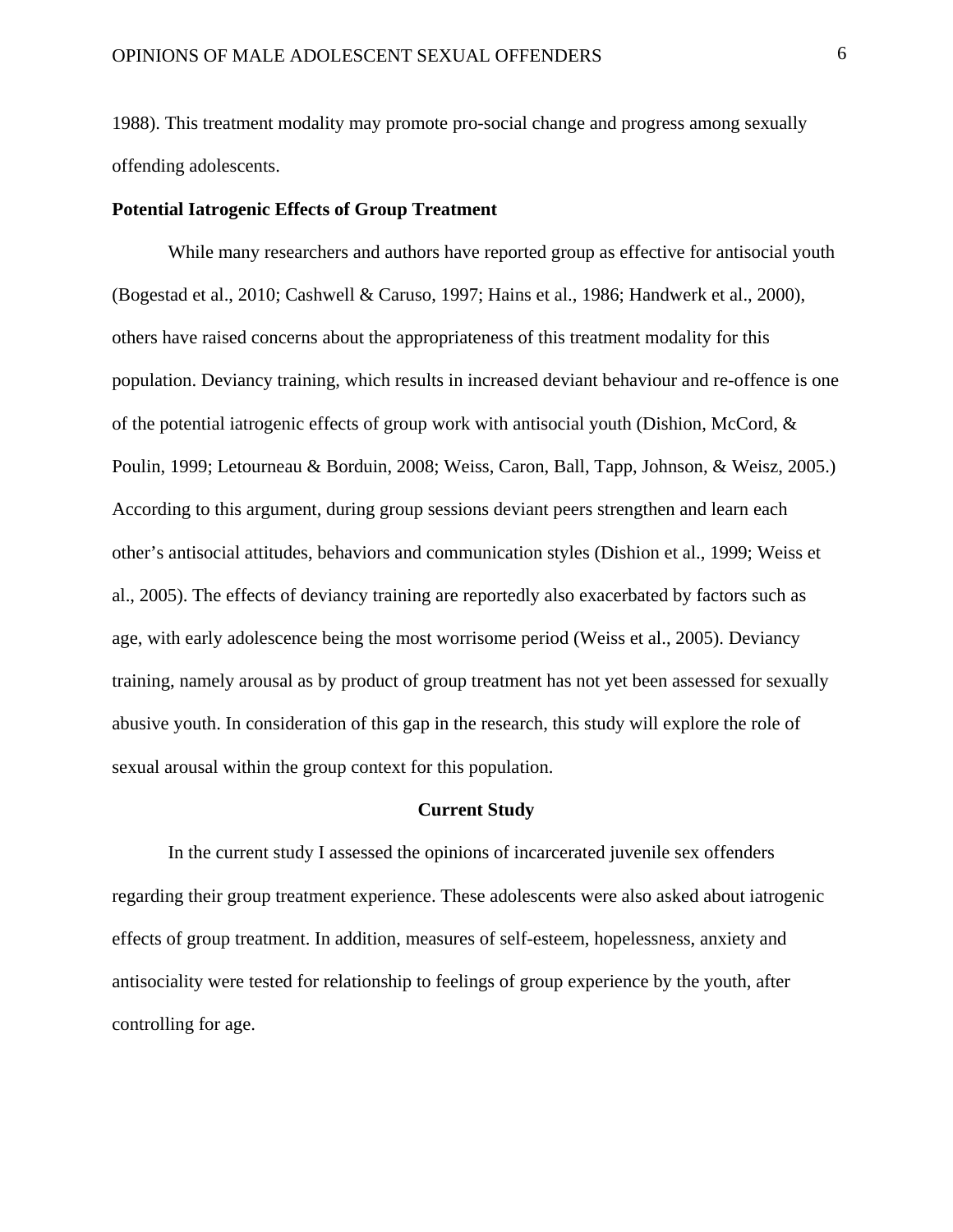1988). This treatment modality may promote pro-social change and progress among sexually offending adolescents.

**Potential Iatrogenic Effects of Group Treatment**

While many researchers and authors have reported group as effective for antisocial youth (Bogestad et al., 2010; Cashwell & Caruso, 1997; Hains et al., 1986; Handwerk et al., 2000), others have raised concerns about the appropriateness of this treatment modality for this population. Deviancy training, which results in increased deviant behaviour and re-offence is one of the potential iatrogenic effects of group work with antisocial youth (Dishion, McCord, & Poulin, 1999; Letourneau & Borduin, 2008; Weiss, Caron, Ball, Tapp, Johnson, & Weisz, 2005.) According to this argument, during group sessions deviant peers strengthen and learn each other's antisocial attitudes, behaviors and communication styles (Dishion et al., 1999; Weiss et al., 2005). The effects of deviancy training are reportedly also exacerbated by factors such as age, with early adolescence being the most worrisome period (Weiss et al., 2005). Deviancy training, namely arousal as by product of group treatment has not yet been assessed for sexually abusive youth. In consideration of this gap in the research, this study will explore the role of sexual arousal within the group context for this population.

## Current Study

In the current study I assessed the opinions of incarcerated juvenile sex offenders regarding their group treatment experience. These adolescents were also asked about iatrogenic effects of group treatment. In addition, measures of self-esteem, hopelessness, anxiety and antisociality were tested for relationship to feelings of group experience by the youth, after controlling for age.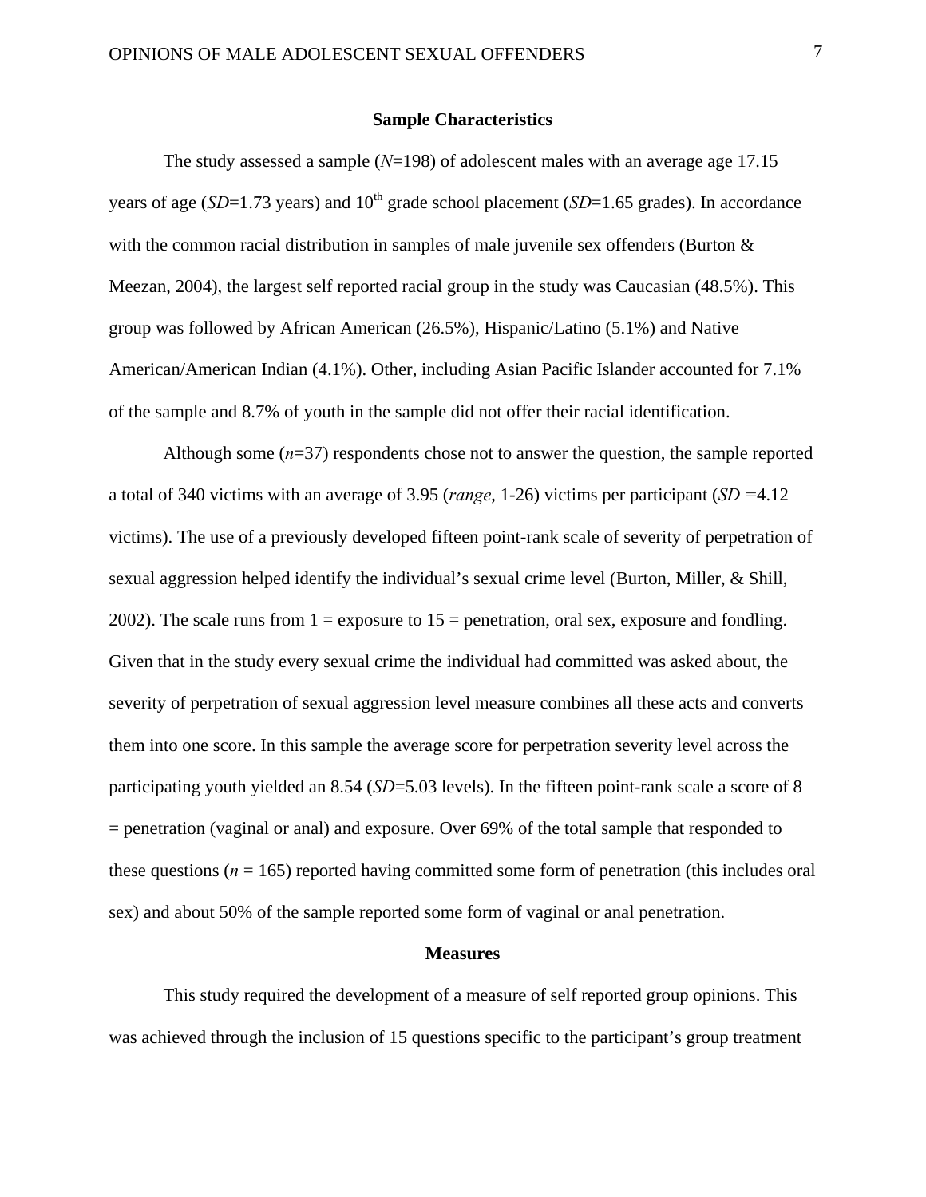### Sample Characteristics

The study assessed a sample (*N*=198) of adolescent males with an average age 17.15 years of age (*SD*=1.73 years) and 10th grade school placement (*SD*=1.65 grades). In accordance with the common racial distribution in samples of male juvenile sex offenders (Burton & Meezan, 2004), the largest self reported racial group in the study was Caucasian (48.5%). This group was followed by African American (26.5%), Hispanic/Latino (5.1%) and Native American/American Indian (4.1%). Other, including Asian Pacific Islander accounted for 7.1% of the sample and 8.7% of youth in the sample did not offer their racial identification.

Although some (*n*=37) respondents chose not to answer the question, the sample reported a total of 340 victims with an average of 3.95 (*range*, 1-26) victims per participant (*SD* =4.12 victims). The use of a previously developed fifteen point-rank scale of severity of perpetration of sexual aggression helped identify the individual's sexual crime level (Burton, Miller, & Shill, 2002). The scale runs from 1 = exposure to 15 = penetration, oral sex, exposure and fondling. Given that in the study every sexual crime the individual had committed was asked about, the severity of perpetration of sexual aggression level measure combines all these acts and converts them into one score. In this sample the average score for perpetration severity level across the participating youth yielded an 8.54 (*SD*=5.03 levels). In the fifteen point-rank scale a score of 8 = penetration (vaginal or anal) and exposure. Over 69% of the total sample that responded to these questions (*n* = 165) reported having committed some form of penetration (this includes oral sex) and about 50% of the sample reported some form of vaginal or anal penetration.

### Measures

This study required the development of a measure of self reported group opinions. This was achieved through the inclusion of 15 questions specific to the participant's group treatment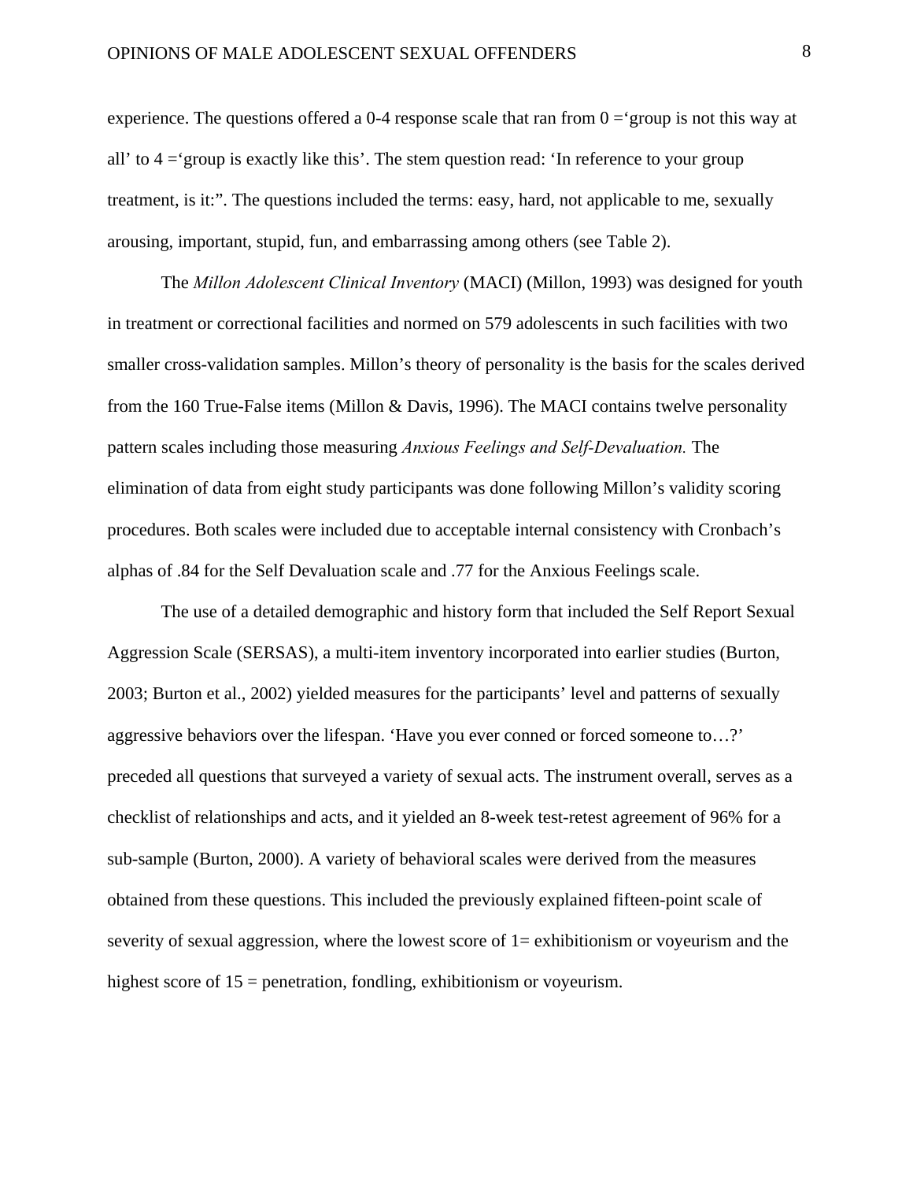experience. The questions offered a 0-4 response scale that ran from 0 ='group is not this way at all' to 4 ='group is exactly like this'. The stem question read: 'In reference to your group treatment, is it:". The questions included the terms: easy, hard, not applicable to me, sexually arousing, important, stupid, fun, and embarrassing among others (see Table 2).

The *Millon Adolescent Clinical Inventory* (MACI) (Millon, 1993) was designed for youth in treatment or correctional facilities and normed on 579 adolescents in such facilities with two smaller cross-validation samples. Millon's theory of personality is the basis for the scales derived from the 160 True-False items (Millon & Davis, 1996). The MACI contains twelve personality pattern scales including those measuring *Anxious Feelings and Self-Devaluation.* The elimination of data from eight study participants was done following Millon's validity scoring procedures. Both scales were included due to acceptable internal consistency with Cronbach's alphas of .84 for the Self Devaluation scale and .77 for the Anxious Feelings scale.

The use of a detailed demographic and history form that included the Self Report Sexual Aggression Scale (SERSAS), a multi-item inventory incorporated into earlier studies (Burton, 2003; Burton et al., 2002) yielded measures for the participants' level and patterns of sexually aggressive behaviors over the lifespan. 'Have you ever conned or forced someone to…?' preceded all questions that surveyed a variety of sexual acts. The instrument overall, serves as a checklist of relationships and acts, and it yielded an 8-week test-retest agreement of 96% for a sub-sample (Burton, 2000). A variety of behavioral scales were derived from the measures obtained from these questions. This included the previously explained fifteen-point scale of severity of sexual aggression, where the lowest score of 1= exhibitionism or voyeurism and the highest score of 15 = penetration, fondling, exhibitionism or voyeurism.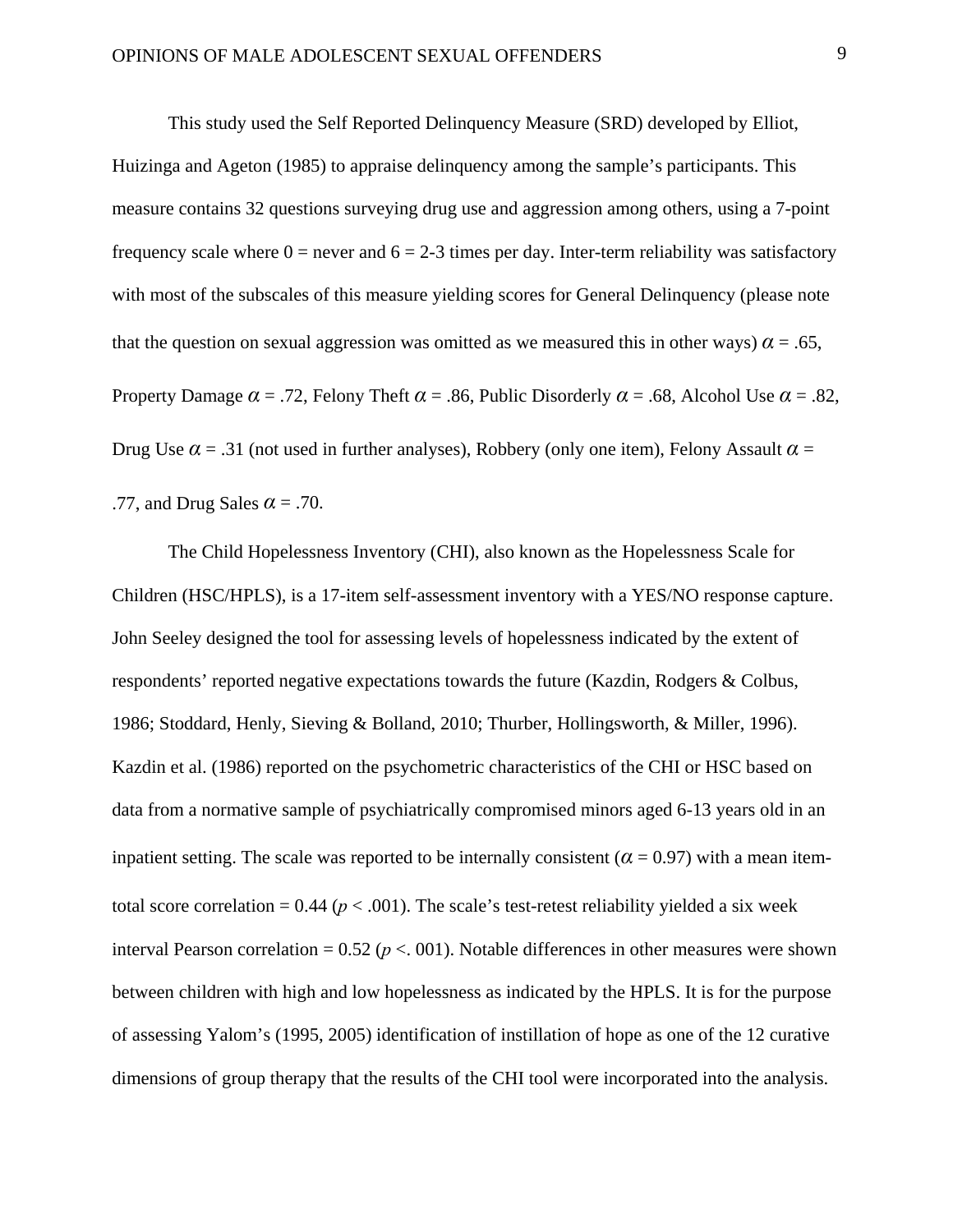This study used the Self Reported Delinquency Measure (SRD) developed by Elliot, Huizinga and Ageton (1985) to appraise delinquency among the sample's participants. This measure contains 32 questions surveying drug use and aggression among others, using a 7-point frequency scale where 0 = never and 6 = 2-3 times per day. Inter-term reliability was satisfactory with most of the subscales of this measure yielding scores for General Delinquency (please note that the question on sexual aggression was omitted as we measured this in other ways) $\alpha$ = .65, Property Damage $\alpha$ = .72, Felony Theft $\alpha$ = .86, Public Disorderly $\alpha$ = .68, Alcohol Use $\alpha$ = .82, Drug Use $\alpha$ = .31 (not used in further analyses), Robbery (only one item), Felony Assault $\alpha$ = .77, and Drug Sales $\alpha$ = .70.

The Child Hopelessness Inventory (CHI), also known as the Hopelessness Scale for Children (HSC/HPLS), is a 17-item self-assessment inventory with a YES/NO response capture. John Seeley designed the tool for assessing levels of hopelessness indicated by the extent of respondents' reported negative expectations towards the future (Kazdin, Rodgers & Colbus, 1986; Stoddard, Henly, Sieving & Bolland, 2010; Thurber, Hollingsworth, & Miller, 1996). Kazdin et al. (1986) reported on the psychometric characteristics of the CHI or HSC based on data from a normative sample of psychiatrically compromised minors aged 6-13 years old in an inpatient setting. The scale was reported to be internally consistent ($\alpha$ = 0.97) with a mean item-total score correlation = 0.44 ($p$ < .001). The scale's test-retest reliability yielded a six week interval Pearson correlation = 0.52 ($p$ <. 001). Notable differences in other measures were shown between children with high and low hopelessness as indicated by the HPLS. It is for the purpose of assessing Yalom's (1995, 2005) identification of instillation of hope as one of the 12 curative dimensions of group therapy that the results of the CHI tool were incorporated into the analysis.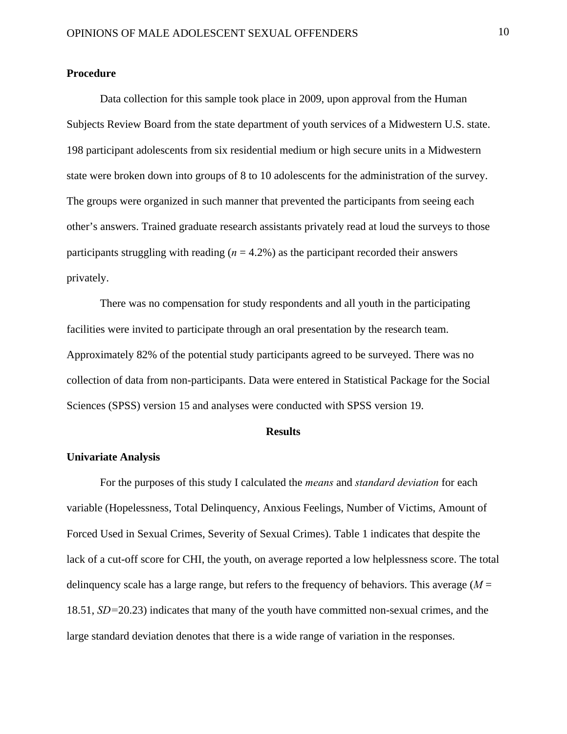**Procedure**

Data collection for this sample took place in 2009, upon approval from the Human Subjects Review Board from the state department of youth services of a Midwestern U.S. state. 198 participant adolescents from six residential medium or high secure units in a Midwestern state were broken down into groups of 8 to 10 adolescents for the administration of the survey. The groups were organized in such manner that prevented the participants from seeing each other's answers. Trained graduate research assistants privately read at loud the surveys to those participants struggling with reading ($n$ = 4.2%) as the participant recorded their answers privately.

There was no compensation for study respondents and all youth in the participating facilities were invited to participate through an oral presentation by the research team. Approximately 82% of the potential study participants agreed to be surveyed. There was no collection of data from non-participants. Data were entered in Statistical Package for the Social Sciences (SPSS) version 15 and analyses were conducted with SPSS version 19.

## Results

**Univariate Analysis**

For the purposes of this study I calculated the *means* and *standard deviation* for each variable (Hopelessness, Total Delinquency, Anxious Feelings, Number of Victims, Amount of Forced Used in Sexual Crimes, Severity of Sexual Crimes). Table 1 indicates that despite the lack of a cut-off score for CHI, the youth, on average reported a low helplessness score. The total delinquency scale has a large range, but refers to the frequency of behaviors. This average ($M$ = 18.51, $SD$=20.23) indicates that many of the youth have committed non-sexual crimes, and the large standard deviation denotes that there is a wide range of variation in the responses.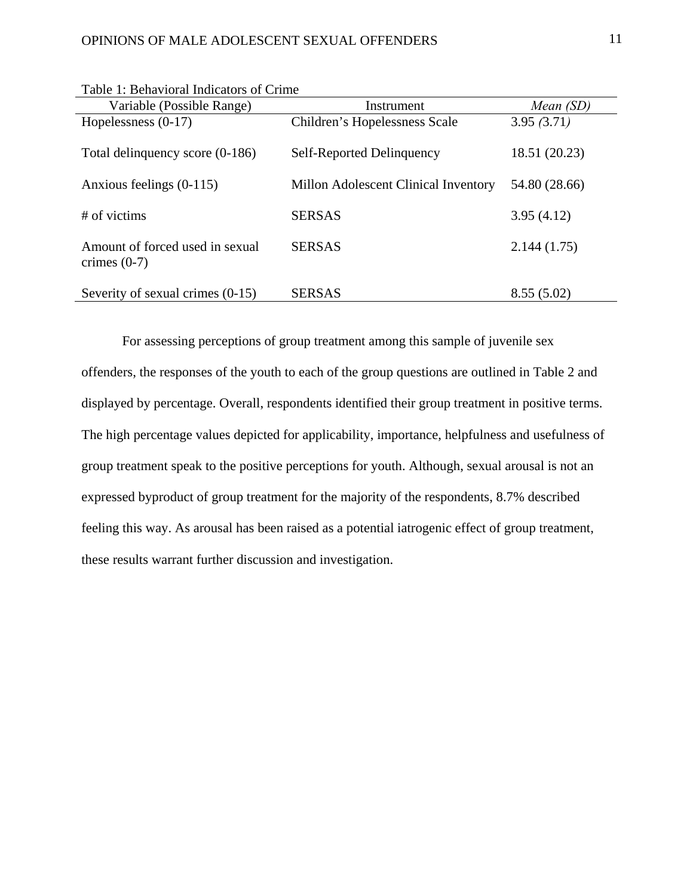Table 1: Behavioral Indicators of Crime

| Variable (Possible Range) | Instrument | *Mean (SD)* |
|---|---|---|
| Hopelessness (0-17) | Children's Hopelessness Scale | 3.95 *(*3.71*)* |
| Total delinquency score (0-186) | Self-Reported Delinquency | 18.51 (20.23) |
| Anxious feelings (0-115) | Millon Adolescent Clinical Inventory | 54.80 (28.66) |
| # of victims | SERSAS | 3.95 (4.12) |
| Amount of forced used in sexual crimes (0-7) | SERSAS | 2.144 (1.75) |
| Severity of sexual crimes (0-15) | SERSAS | 8.55 (5.02) |

For assessing perceptions of group treatment among this sample of juvenile sex offenders, the responses of the youth to each of the group questions are outlined in Table 2 and displayed by percentage. Overall, respondents identified their group treatment in positive terms. The high percentage values depicted for applicability, importance, helpfulness and usefulness of group treatment speak to the positive perceptions for youth. Although, sexual arousal is not an expressed byproduct of group treatment for the majority of the respondents, 8.7% described feeling this way. As arousal has been raised as a potential iatrogenic effect of group treatment, these results warrant further discussion and investigation.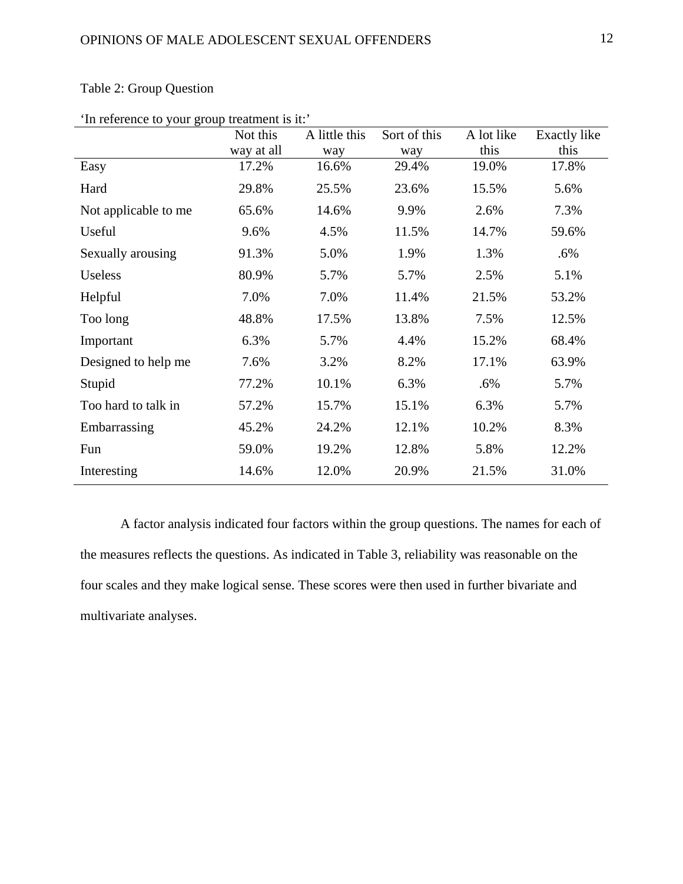Table 2: Group Question

'In reference to your group treatment is it:'

| | Not this way at all | A little this way | Sort of this way | A lot like this | Exactly like this |
|---|---|---|---|---|---|
| Easy | 17.2% | 16.6% | 29.4% | 19.0% | 17.8% |
| Hard | 29.8% | 25.5% | 23.6% | 15.5% | 5.6% |
| Not applicable to me | 65.6% | 14.6% | 9.9% | 2.6% | 7.3% |
| Useful | 9.6% | 4.5% | 11.5% | 14.7% | 59.6% |
| Sexually arousing | 91.3% | 5.0% | 1.9% | 1.3% | .6% |
| Useless | 80.9% | 5.7% | 5.7% | 2.5% | 5.1% |
| Helpful | 7.0% | 7.0% | 11.4% | 21.5% | 53.2% |
| Too long | 48.8% | 17.5% | 13.8% | 7.5% | 12.5% |
| Important | 6.3% | 5.7% | 4.4% | 15.2% | 68.4% |
| Designed to help me | 7.6% | 3.2% | 8.2% | 17.1% | 63.9% |
| Stupid | 77.2% | 10.1% | 6.3% | .6% | 5.7% |
| Too hard to talk in | 57.2% | 15.7% | 15.1% | 6.3% | 5.7% |
| Embarrassing | 45.2% | 24.2% | 12.1% | 10.2% | 8.3% |
| Fun | 59.0% | 19.2% | 12.8% | 5.8% | 12.2% |
| Interesting | 14.6% | 12.0% | 20.9% | 21.5% | 31.0% |

A factor analysis indicated four factors within the group questions. The names for each of the measures reflects the questions. As indicated in Table 3, reliability was reasonable on the four scales and they make logical sense. These scores were then used in further bivariate and multivariate analyses.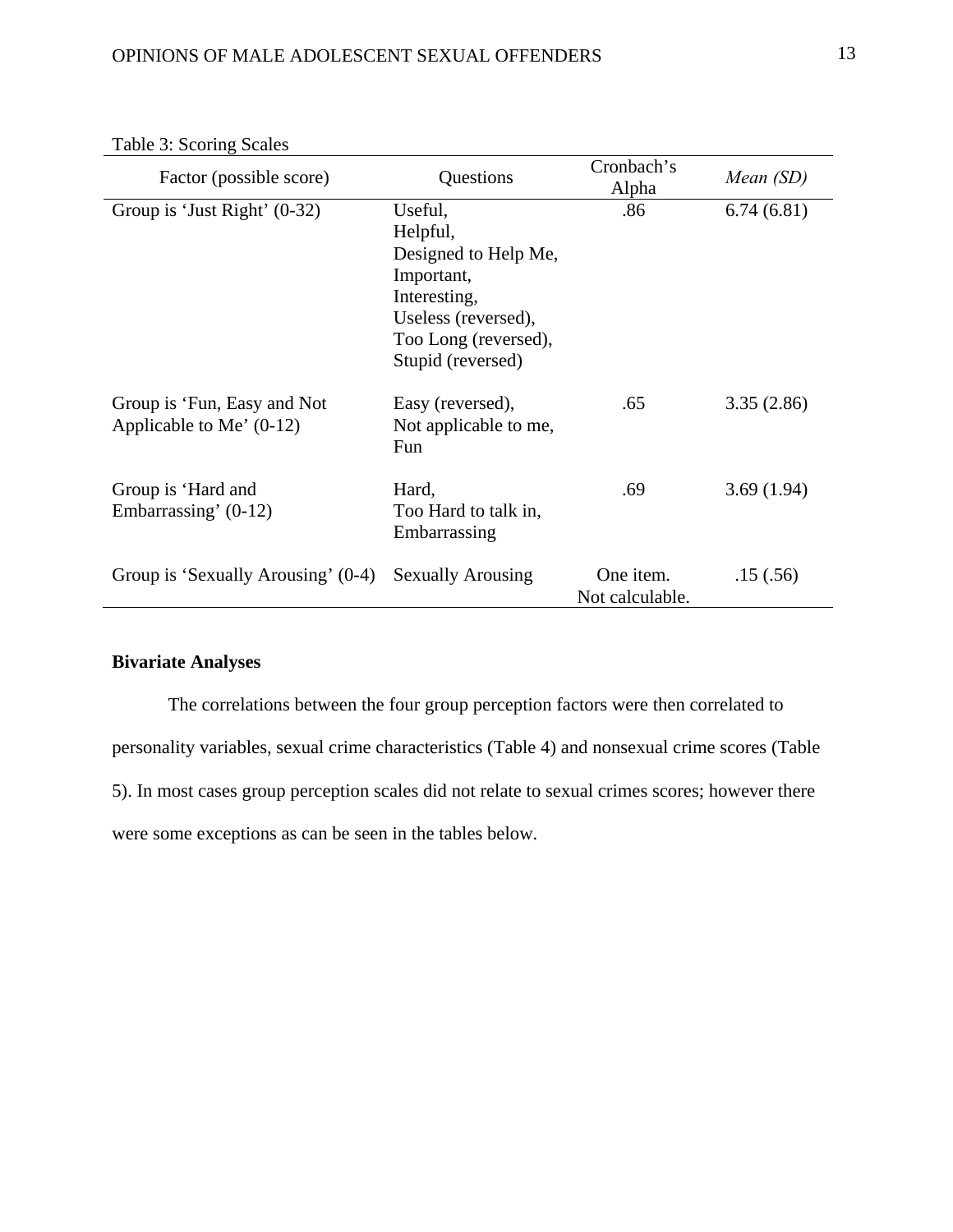Table 3: Scoring Scales

| Factor (possible score) | Questions | Cronbach's Alpha | *Mean (SD)* |
|---|---|---|---|
| Group is 'Just Right' (0-32) | Useful, Helpful, Designed to Help Me, Important, Interesting, Useless (reversed), Too Long (reversed), Stupid (reversed) | .86 | 6.74 (6.81) |
| Group is 'Fun, Easy and Not Applicable to Me' (0-12) | Easy (reversed), Not applicable to me, Fun | .65 | 3.35 (2.86) |
| Group is 'Hard and Embarrassing' (0-12) | Hard, Too Hard to talk in, Embarrassing | .69 | 3.69 (1.94) |
| Group is 'Sexually Arousing' (0-4) | Sexually Arousing | One item. Not calculable. | .15 (.56) |

**Bivariate Analyses**

The correlations between the four group perception factors were then correlated to personality variables, sexual crime characteristics (Table 4) and nonsexual crime scores (Table 5). In most cases group perception scales did not relate to sexual crimes scores; however there were some exceptions as can be seen in the tables below.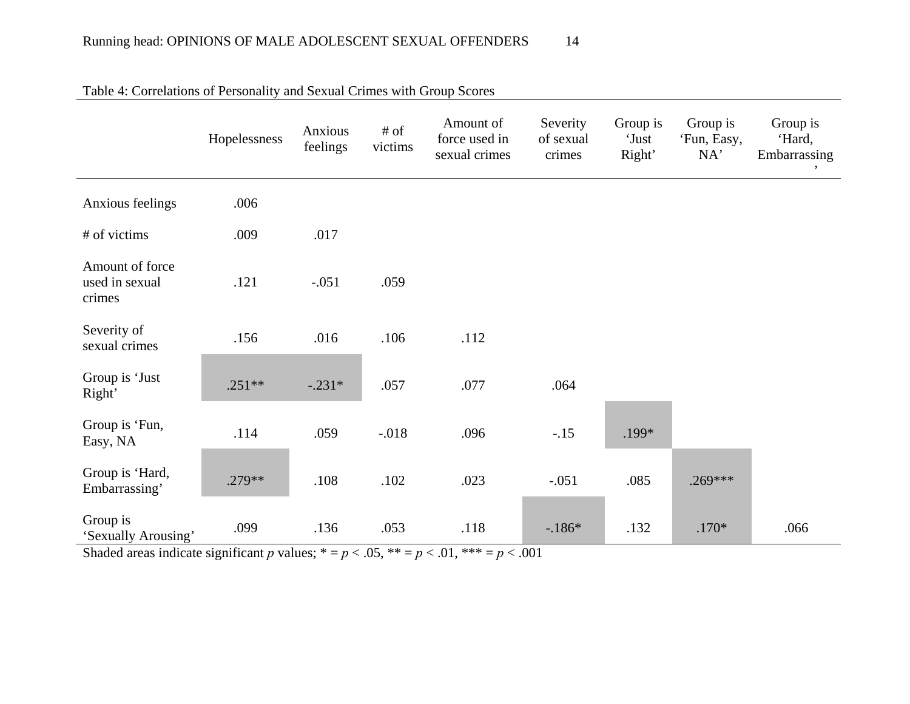Table 4: Correlations of Personality and Sexual Crimes with Group Scores

| | Hopelessness | Anxious feelings | # of victims | Amount of force used in sexual crimes | Severity of sexual crimes | Group is 'Just Right' | Group is 'Fun, Easy, NA' | Group is 'Hard, Embarrassing' |
|---|---|---|---|---|---|---|---|---|
| Anxious feelings | .006 | | | | | | | |
| # of victims | .009 | .017 | | | | | | |
| Amount of force used in sexual crimes | .121 | -.051 | .059 | | | | | |
| Severity of sexual crimes | .156 | .016 | .106 | .112 | | | | |
| Group is 'Just Right' | .251** | -.231* | .057 | .077 | .064 | | | |
| Group is 'Fun, Easy, NA | .114 | .059 | -.018 | .096 | -.15 | .199* | | |
| Group is 'Hard, Embarrassing' | .279** | .108 | .102 | .023 | -.051 | .085 | .269*** | |
| Group is 'Sexually Arousing' | .099 | .136 | .053 | .118 | -.186* | .132 | .170* | .066 |

Shaded areas indicate significant *p* values; * = $p < .05$, ** = $p < .01$, *** = $p < .001$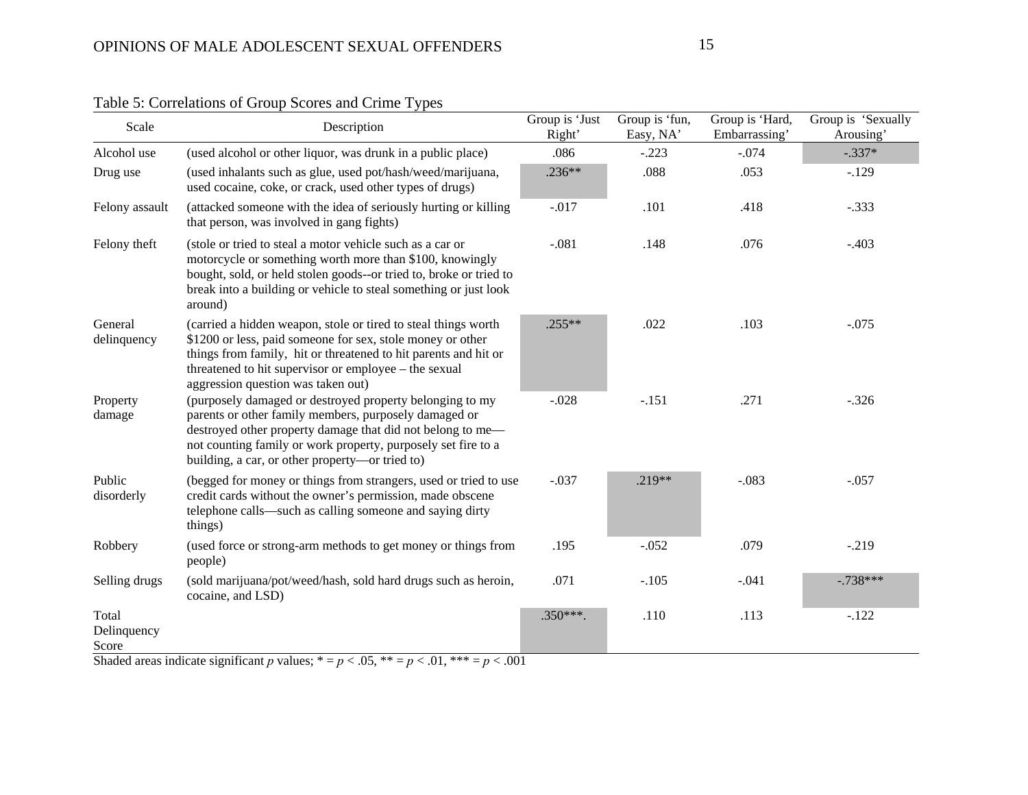Table 5: Correlations of Group Scores and Crime Types

| Scale | Description | Group is 'Just Right' | Group is 'fun, Easy, NA' | Group is 'Hard, Embarrassing' | Group is 'Sexually Arousing' |
|---|---|---|---|---|---|
| Alcohol use | (used alcohol or other liquor, was drunk in a public place) | .086 | -.223 | -.074 | -.337* |
| Drug use | (used inhalants such as glue, used pot/hash/weed/marijuana, used cocaine, coke, or crack, used other types of drugs) | .236** | .088 | .053 | -.129 |
| Felony assault | (attacked someone with the idea of seriously hurting or killing that person, was involved in gang fights) | -.017 | .101 | .418 | -.333 |
| Felony theft | (stole or tried to steal a motor vehicle such as a car or motorcycle or something worth more than $100, knowingly bought, sold, or held stolen goods--or tried to, broke or tried to break into a building or vehicle to steal something or just look around) | -.081 | .148 | .076 | -.403 |
| General delinquency | (carried a hidden weapon, stole or tired to steal things worth $1200 or less, paid someone for sex, stole money or other things from family, hit or threatened to hit parents and hit or threatened to hit supervisor or employee – the sexual aggression question was taken out) | .255** | .022 | .103 | -.075 |
| Property damage | (purposely damaged or destroyed property belonging to my parents or other family members, purposely damaged or destroyed other property damage that did not belong to me—not counting family or work property, purposely set fire to a building, a car, or other property—or tried to) | -.028 | -.151 | .271 | -.326 |
| Public disorderly | (begged for money or things from strangers, used or tried to use credit cards without the owner's permission, made obscene telephone calls—such as calling someone and saying dirty things) | -.037 | .219** | -.083 | -.057 |
| Robbery | (used force or strong-arm methods to get money or things from people) | .195 | -.052 | .079 | -.219 |
| Selling drugs | (sold marijuana/pot/weed/hash, sold hard drugs such as heroin, cocaine, and LSD) | .071 | -.105 | -.041 | -.738*** |
| Total Delinquency Score | | .350***. | .110 | .113 | -.122 |

Shaded areas indicate significant *p* values; * = $p < .05$, ** = $p < .01$, *** = $p < .001$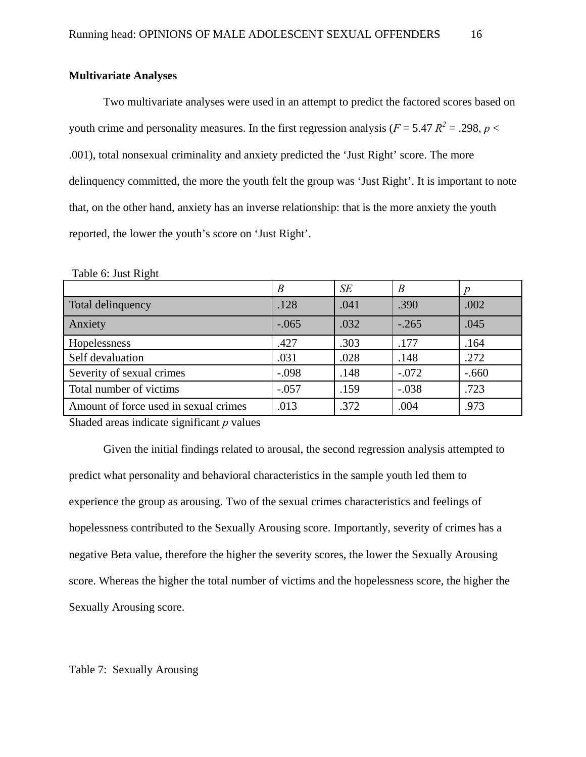**Multivariate Analyses**

Two multivariate analyses were used in an attempt to predict the factored scores based on youth crime and personality measures. In the first regression analysis (*F* = 5.47 $R^2$ = .298, *p* < .001), total nonsexual criminality and anxiety predicted the 'Just Right' score. The more delinquency committed, the more the youth felt the group was 'Just Right'. It is important to note that, on the other hand, anxiety has an inverse relationship: that is the more anxiety the youth reported, the lower the youth's score on 'Just Right'.

Table 6: Just Right

| | *B* | *SE* | B | *p* |
|---|---|---|---|---|
| Total delinquency | .128 | .041 | .390 | .002 |
| Anxiety | -.065 | .032 | -.265 | .045 |
| Hopelessness | .427 | .303 | .177 | .164 |
| Self devaluation | .031 | .028 | .148 | .272 |
| Severity of sexual crimes | -.098 | .148 | -.072 | -.660 |
| Total number of victims | -.057 | .159 | -.038 | .723 |
| Amount of force used in sexual crimes | .013 | .372 | .004 | .973 |

Shaded areas indicate significant *p* values

Given the initial findings related to arousal, the second regression analysis attempted to predict what personality and behavioral characteristics in the sample youth led them to experience the group as arousing. Two of the sexual crimes characteristics and feelings of hopelessness contributed to the Sexually Arousing score. Importantly, severity of crimes has a negative Beta value, therefore the higher the severity scores, the lower the Sexually Arousing score. Whereas the higher the total number of victims and the hopelessness score, the higher the Sexually Arousing score.

Table 7: Sexually Arousing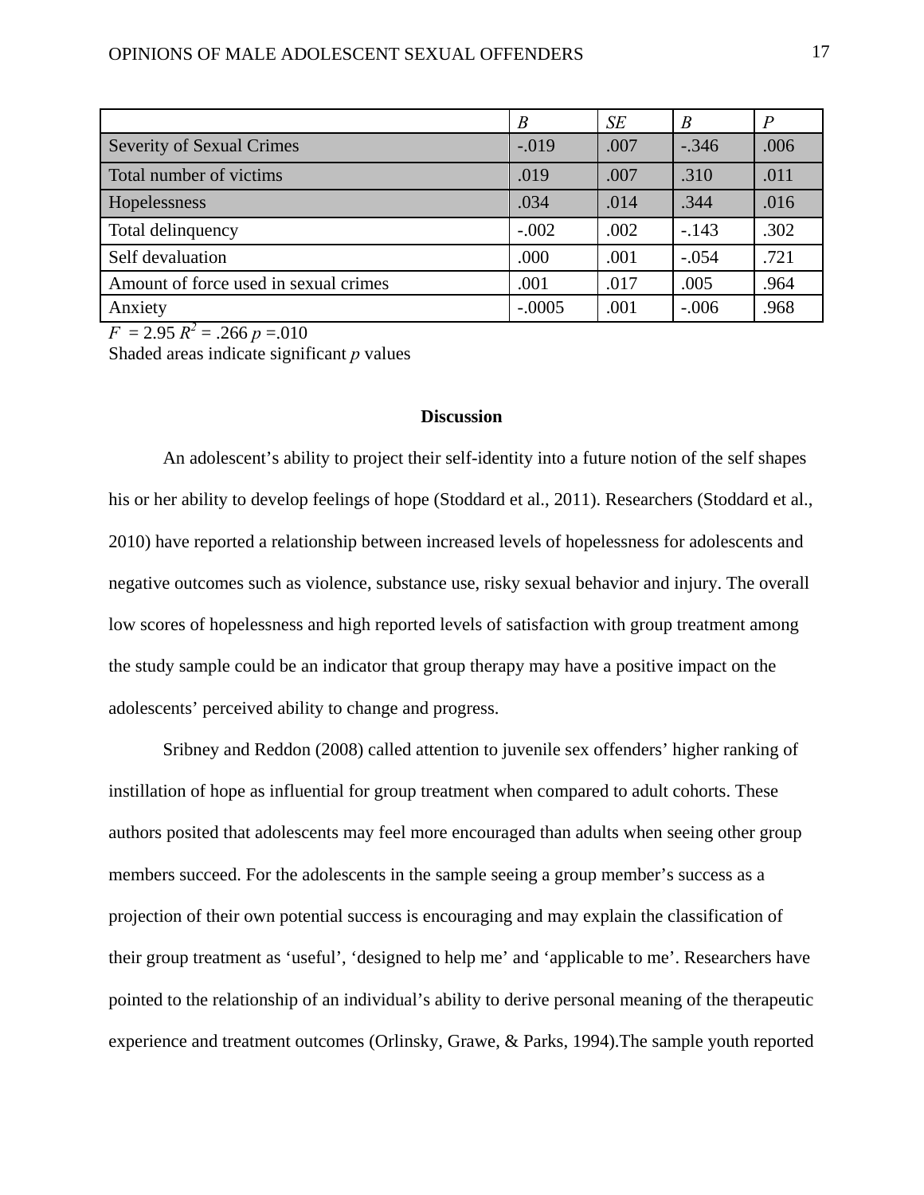| | *B* | *SE* | *Β* | *P* |
|---|---|---|---|---|
| Severity of Sexual Crimes | -.019 | .007 | -.346 | .006 |
| Total number of victims | .019 | .007 | .310 | .011 |
| Hopelessness | .034 | .014 | .344 | .016 |
| Total delinquency | -.002 | .002 | -.143 | .302 |
| Self devaluation | .000 | .001 | -.054 | .721 |
| Amount of force used in sexual crimes | .001 | .017 | .005 | .964 |
| Anxiety | -.0005 | .001 | -.006 | .968 |

$F = 2.95$ $R^2 = .266$ $p = .010$

Shaded areas indicate significant *p* values

## Discussion

An adolescent's ability to project their self-identity into a future notion of the self shapes his or her ability to develop feelings of hope (Stoddard et al., 2011). Researchers (Stoddard et al., 2010) have reported a relationship between increased levels of hopelessness for adolescents and negative outcomes such as violence, substance use, risky sexual behavior and injury. The overall low scores of hopelessness and high reported levels of satisfaction with group treatment among the study sample could be an indicator that group therapy may have a positive impact on the adolescents' perceived ability to change and progress.

Sribney and Reddon (2008) called attention to juvenile sex offenders' higher ranking of instillation of hope as influential for group treatment when compared to adult cohorts. These authors posited that adolescents may feel more encouraged than adults when seeing other group members succeed. For the adolescents in the sample seeing a group member's success as a projection of their own potential success is encouraging and may explain the classification of their group treatment as 'useful', 'designed to help me' and 'applicable to me'. Researchers have pointed to the relationship of an individual's ability to derive personal meaning of the therapeutic experience and treatment outcomes (Orlinsky, Grawe, & Parks, 1994).The sample youth reported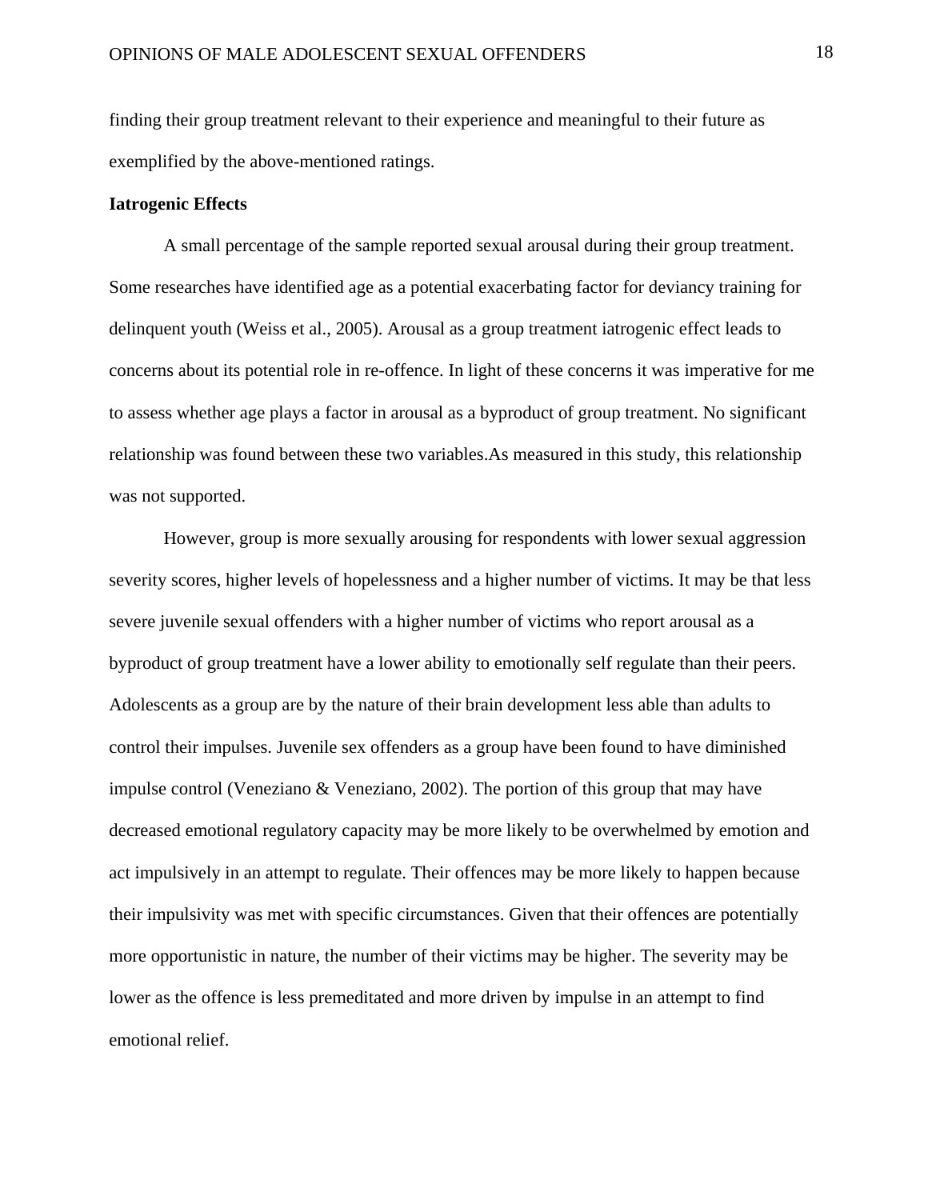finding their group treatment relevant to their experience and meaningful to their future as exemplified by the above-mentioned ratings.

**Iatrogenic Effects**

A small percentage of the sample reported sexual arousal during their group treatment. Some researches have identified age as a potential exacerbating factor for deviancy training for delinquent youth (Weiss et al., 2005). Arousal as a group treatment iatrogenic effect leads to concerns about its potential role in re-offence. In light of these concerns it was imperative for me to assess whether age plays a factor in arousal as a byproduct of group treatment. No significant relationship was found between these two variables.As measured in this study, this relationship was not supported.

However, group is more sexually arousing for respondents with lower sexual aggression severity scores, higher levels of hopelessness and a higher number of victims. It may be that less severe juvenile sexual offenders with a higher number of victims who report arousal as a byproduct of group treatment have a lower ability to emotionally self regulate than their peers. Adolescents as a group are by the nature of their brain development less able than adults to control their impulses. Juvenile sex offenders as a group have been found to have diminished impulse control (Veneziano & Veneziano, 2002). The portion of this group that may have decreased emotional regulatory capacity may be more likely to be overwhelmed by emotion and act impulsively in an attempt to regulate. Their offences may be more likely to happen because their impulsivity was met with specific circumstances. Given that their offences are potentially more opportunistic in nature, the number of their victims may be higher. The severity may be lower as the offence is less premeditated and more driven by impulse in an attempt to find emotional relief.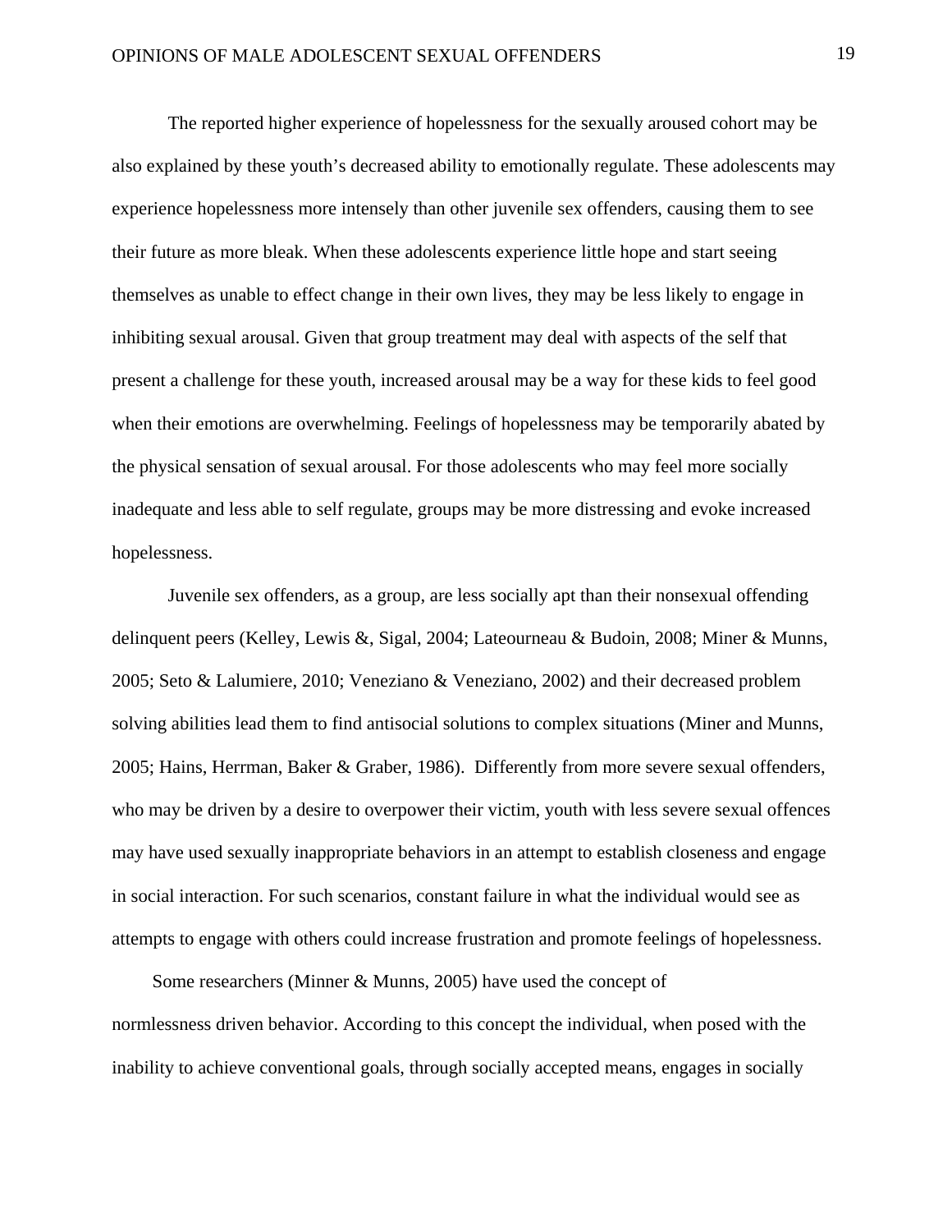The reported higher experience of hopelessness for the sexually aroused cohort may be also explained by these youth's decreased ability to emotionally regulate. These adolescents may experience hopelessness more intensely than other juvenile sex offenders, causing them to see their future as more bleak. When these adolescents experience little hope and start seeing themselves as unable to effect change in their own lives, they may be less likely to engage in inhibiting sexual arousal. Given that group treatment may deal with aspects of the self that present a challenge for these youth, increased arousal may be a way for these kids to feel good when their emotions are overwhelming. Feelings of hopelessness may be temporarily abated by the physical sensation of sexual arousal. For those adolescents who may feel more socially inadequate and less able to self regulate, groups may be more distressing and evoke increased hopelessness.

Juvenile sex offenders, as a group, are less socially apt than their nonsexual offending delinquent peers (Kelley, Lewis &, Sigal, 2004; Lateourneau & Budoin, 2008; Miner & Munns, 2005; Seto & Lalumiere, 2010; Veneziano & Veneziano, 2002) and their decreased problem solving abilities lead them to find antisocial solutions to complex situations (Miner and Munns, 2005; Hains, Herrman, Baker & Graber, 1986). Differently from more severe sexual offenders, who may be driven by a desire to overpower their victim, youth with less severe sexual offences may have used sexually inappropriate behaviors in an attempt to establish closeness and engage in social interaction. For such scenarios, constant failure in what the individual would see as attempts to engage with others could increase frustration and promote feelings of hopelessness.

Some researchers (Minner & Munns, 2005) have used the concept of normlessness driven behavior. According to this concept the individual, when posed with the inability to achieve conventional goals, through socially accepted means, engages in socially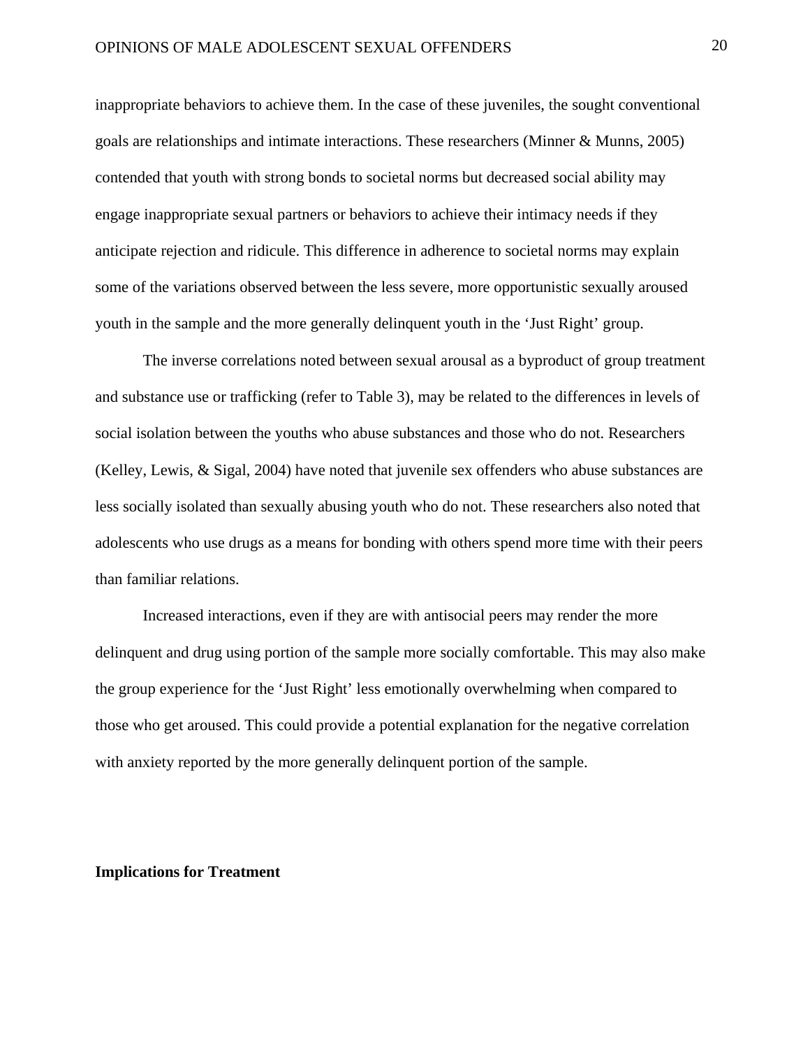inappropriate behaviors to achieve them. In the case of these juveniles, the sought conventional goals are relationships and intimate interactions. These researchers (Minner & Munns, 2005) contended that youth with strong bonds to societal norms but decreased social ability may engage inappropriate sexual partners or behaviors to achieve their intimacy needs if they anticipate rejection and ridicule. This difference in adherence to societal norms may explain some of the variations observed between the less severe, more opportunistic sexually aroused youth in the sample and the more generally delinquent youth in the 'Just Right' group.

The inverse correlations noted between sexual arousal as a byproduct of group treatment and substance use or trafficking (refer to Table 3), may be related to the differences in levels of social isolation between the youths who abuse substances and those who do not. Researchers (Kelley, Lewis, & Sigal, 2004) have noted that juvenile sex offenders who abuse substances are less socially isolated than sexually abusing youth who do not. These researchers also noted that adolescents who use drugs as a means for bonding with others spend more time with their peers than familiar relations.

Increased interactions, even if they are with antisocial peers may render the more delinquent and drug using portion of the sample more socially comfortable. This may also make the group experience for the 'Just Right' less emotionally overwhelming when compared to those who get aroused. This could provide a potential explanation for the negative correlation with anxiety reported by the more generally delinquent portion of the sample.

**Implications for Treatment**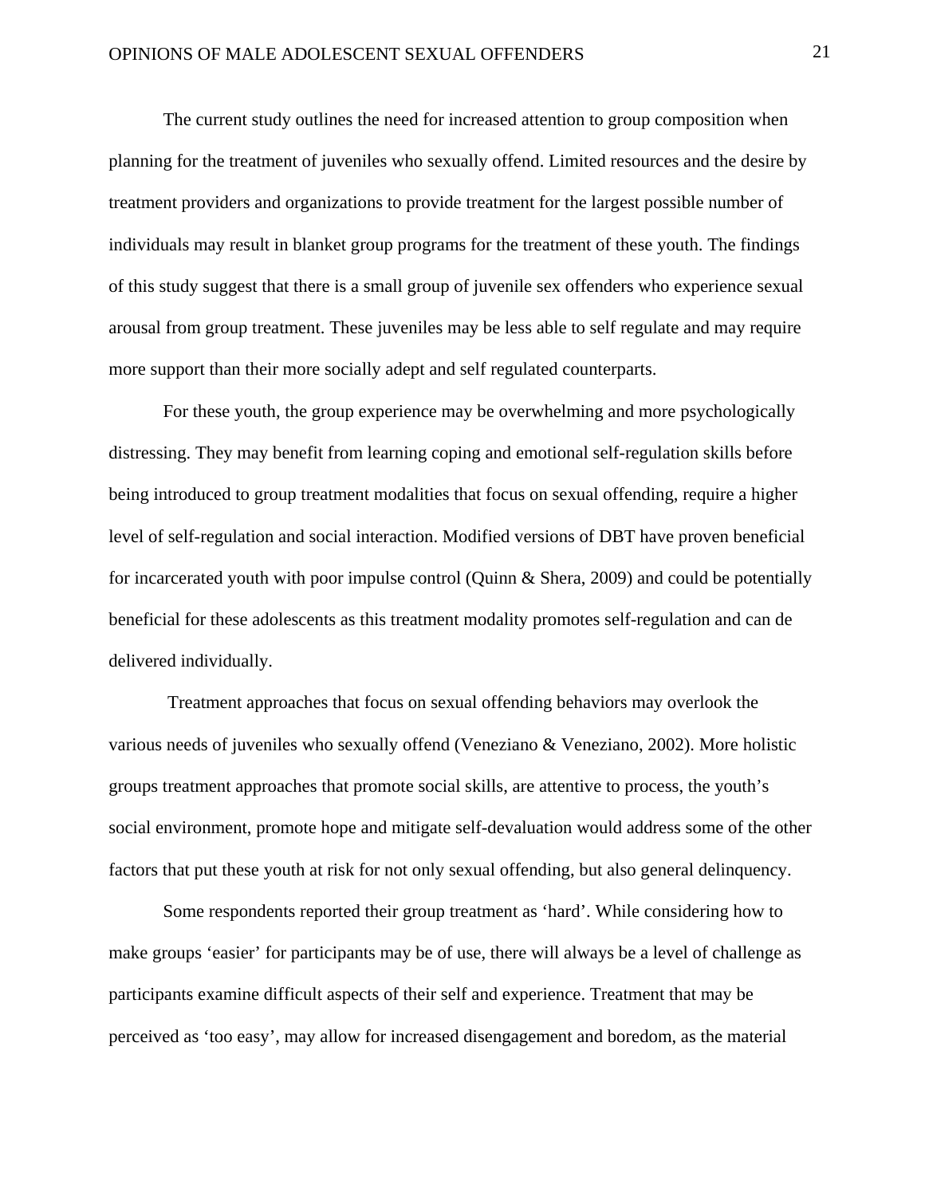The current study outlines the need for increased attention to group composition when planning for the treatment of juveniles who sexually offend. Limited resources and the desire by treatment providers and organizations to provide treatment for the largest possible number of individuals may result in blanket group programs for the treatment of these youth. The findings of this study suggest that there is a small group of juvenile sex offenders who experience sexual arousal from group treatment. These juveniles may be less able to self regulate and may require more support than their more socially adept and self regulated counterparts.

For these youth, the group experience may be overwhelming and more psychologically distressing. They may benefit from learning coping and emotional self-regulation skills before being introduced to group treatment modalities that focus on sexual offending, require a higher level of self-regulation and social interaction. Modified versions of DBT have proven beneficial for incarcerated youth with poor impulse control (Quinn & Shera, 2009) and could be potentially beneficial for these adolescents as this treatment modality promotes self-regulation and can de delivered individually.

Treatment approaches that focus on sexual offending behaviors may overlook the various needs of juveniles who sexually offend (Veneziano & Veneziano, 2002). More holistic groups treatment approaches that promote social skills, are attentive to process, the youth's social environment, promote hope and mitigate self-devaluation would address some of the other factors that put these youth at risk for not only sexual offending, but also general delinquency.

Some respondents reported their group treatment as 'hard'. While considering how to make groups 'easier' for participants may be of use, there will always be a level of challenge as participants examine difficult aspects of their self and experience. Treatment that may be perceived as 'too easy', may allow for increased disengagement and boredom, as the material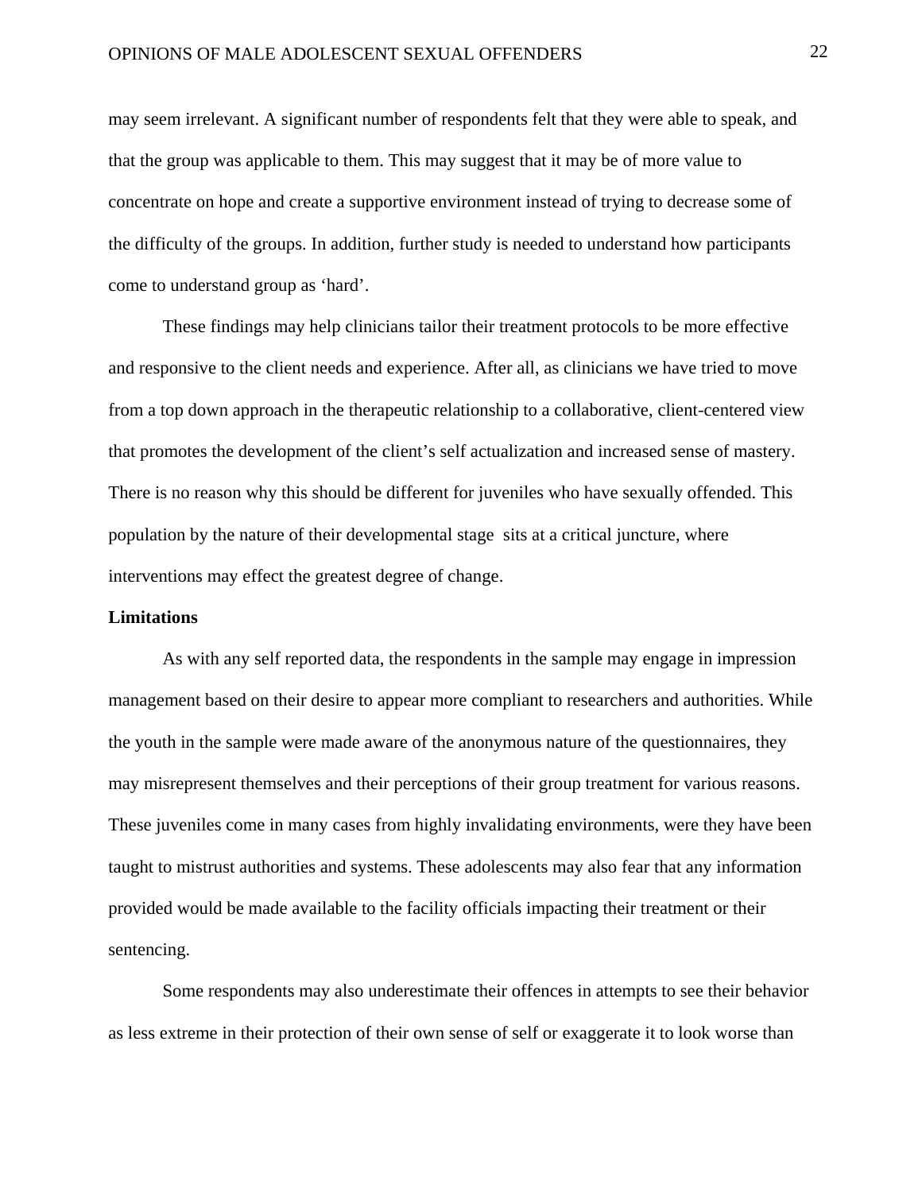may seem irrelevant. A significant number of respondents felt that they were able to speak, and that the group was applicable to them. This may suggest that it may be of more value to concentrate on hope and create a supportive environment instead of trying to decrease some of the difficulty of the groups. In addition, further study is needed to understand how participants come to understand group as 'hard'.

These findings may help clinicians tailor their treatment protocols to be more effective and responsive to the client needs and experience. After all, as clinicians we have tried to move from a top down approach in the therapeutic relationship to a collaborative, client-centered view that promotes the development of the client's self actualization and increased sense of mastery. There is no reason why this should be different for juveniles who have sexually offended. This population by the nature of their developmental stage sits at a critical juncture, where interventions may effect the greatest degree of change.

**Limitations**

As with any self reported data, the respondents in the sample may engage in impression management based on their desire to appear more compliant to researchers and authorities. While the youth in the sample were made aware of the anonymous nature of the questionnaires, they may misrepresent themselves and their perceptions of their group treatment for various reasons. These juveniles come in many cases from highly invalidating environments, were they have been taught to mistrust authorities and systems. These adolescents may also fear that any information provided would be made available to the facility officials impacting their treatment or their sentencing.

Some respondents may also underestimate their offences in attempts to see their behavior as less extreme in their protection of their own sense of self or exaggerate it to look worse than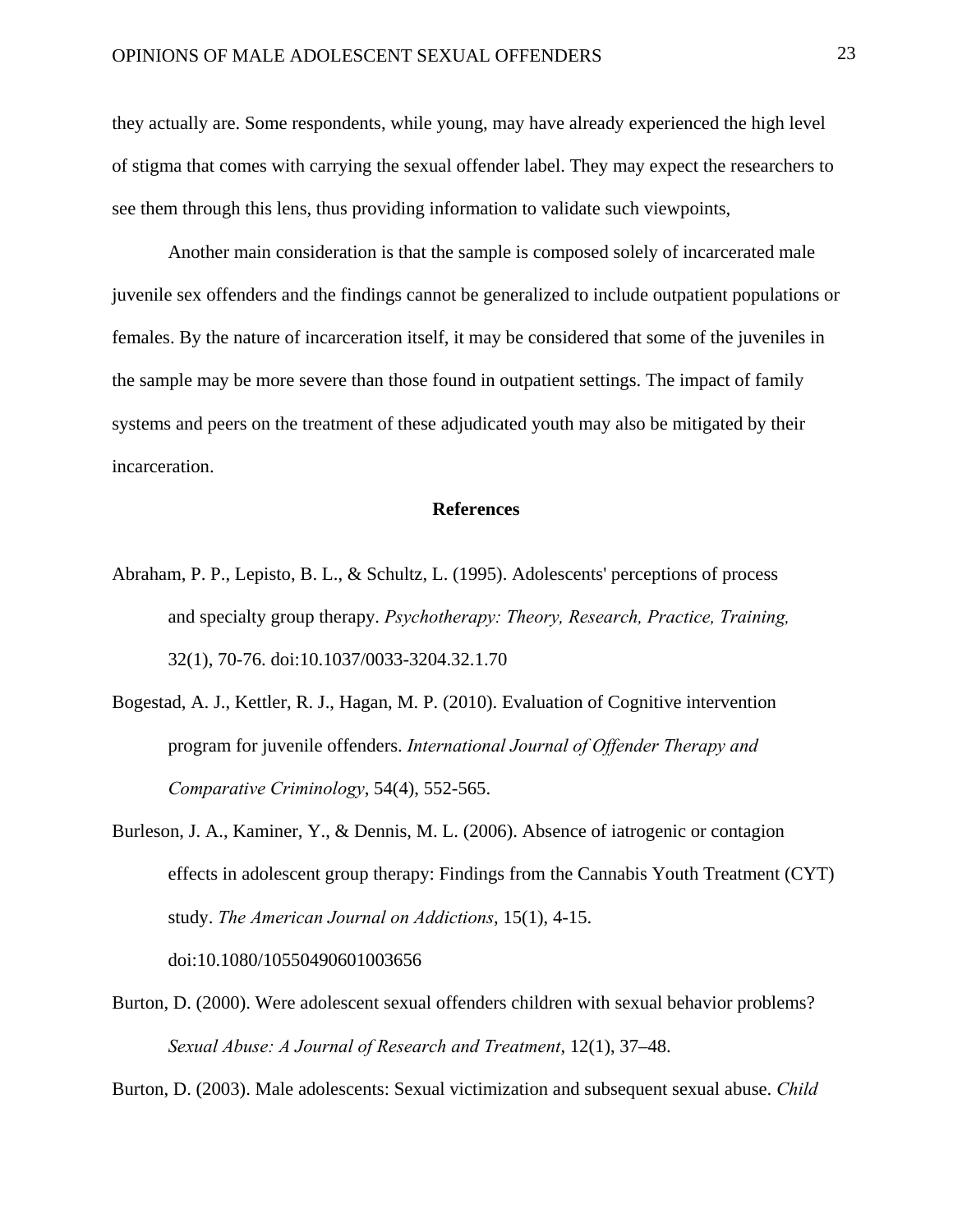they actually are. Some respondents, while young, may have already experienced the high level of stigma that comes with carrying the sexual offender label. They may expect the researchers to see them through this lens, thus providing information to validate such viewpoints,

Another main consideration is that the sample is composed solely of incarcerated male juvenile sex offenders and the findings cannot be generalized to include outpatient populations or females. By the nature of incarceration itself, it may be considered that some of the juveniles in the sample may be more severe than those found in outpatient settings. The impact of family systems and peers on the treatment of these adjudicated youth may also be mitigated by their incarceration.

## References

Abraham, P. P., Lepisto, B. L., & Schultz, L. (1995). Adolescents' perceptions of process and specialty group therapy. *Psychotherapy: Theory, Research, Practice, Training,* 32(1), 70-76. doi:10.1037/0033-3204.32.1.70

Bogestad, A. J., Kettler, R. J., Hagan, M. P. (2010). Evaluation of Cognitive intervention program for juvenile offenders. *International Journal of Offender Therapy and Comparative Criminology*, 54(4), 552-565.

Burleson, J. A., Kaminer, Y., & Dennis, M. L. (2006). Absence of iatrogenic or contagion effects in adolescent group therapy: Findings from the Cannabis Youth Treatment (CYT) study. *The American Journal on Addictions*, 15(1), 4-15. doi:10.1080/10550490601003656

Burton, D. (2000). Were adolescent sexual offenders children with sexual behavior problems? *Sexual Abuse: A Journal of Research and Treatment*, 12(1), 37–48.

Burton, D. (2003). Male adolescents: Sexual victimization and subsequent sexual abuse. *Child*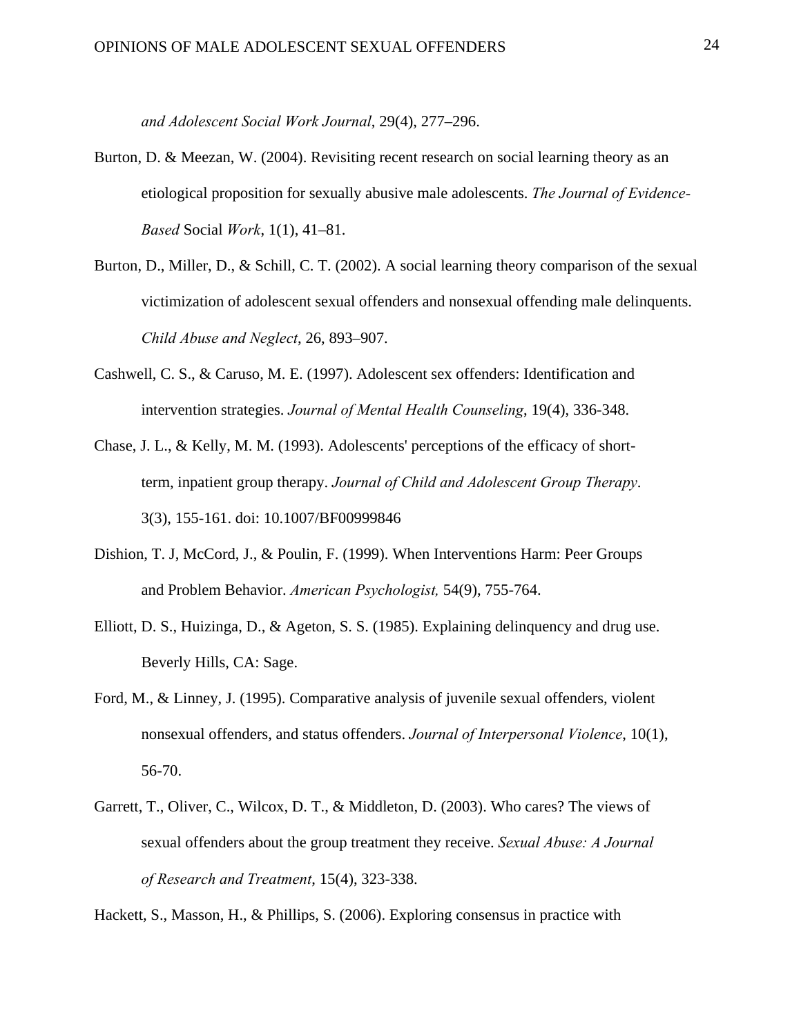*and Adolescent Social Work Journal*, 29(4), 277–296.

Burton, D. & Meezan, W. (2004). Revisiting recent research on social learning theory as an etiological proposition for sexually abusive male adolescents. *The Journal of Evidence-Based* Social *Work*, 1(1), 41–81.

Burton, D., Miller, D., & Schill, C. T. (2002). A social learning theory comparison of the sexual victimization of adolescent sexual offenders and nonsexual offending male delinquents. *Child Abuse and Neglect*, 26, 893–907.

Cashwell, C. S., & Caruso, M. E. (1997). Adolescent sex offenders: Identification and intervention strategies. *Journal of Mental Health Counseling*, 19(4), 336-348.

Chase, J. L., & Kelly, M. M. (1993). Adolescents' perceptions of the efficacy of short-term, inpatient group therapy. *Journal of Child and Adolescent Group Therapy*. 3(3), 155-161. doi: 10.1007/BF00999846

Dishion, T. J, McCord, J., & Poulin, F. (1999). When Interventions Harm: Peer Groups and Problem Behavior. *American Psychologist,* 54(9), 755-764.

Elliott, D. S., Huizinga, D., & Ageton, S. S. (1985). Explaining delinquency and drug use. Beverly Hills, CA: Sage.

Ford, M., & Linney, J. (1995). Comparative analysis of juvenile sexual offenders, violent nonsexual offenders, and status offenders. *Journal of Interpersonal Violence*, 10(1), 56-70.

Garrett, T., Oliver, C., Wilcox, D. T., & Middleton, D. (2003). Who cares? The views of sexual offenders about the group treatment they receive. *Sexual Abuse: A Journal of Research and Treatment*, 15(4), 323-338.

Hackett, S., Masson, H., & Phillips, S. (2006). Exploring consensus in practice with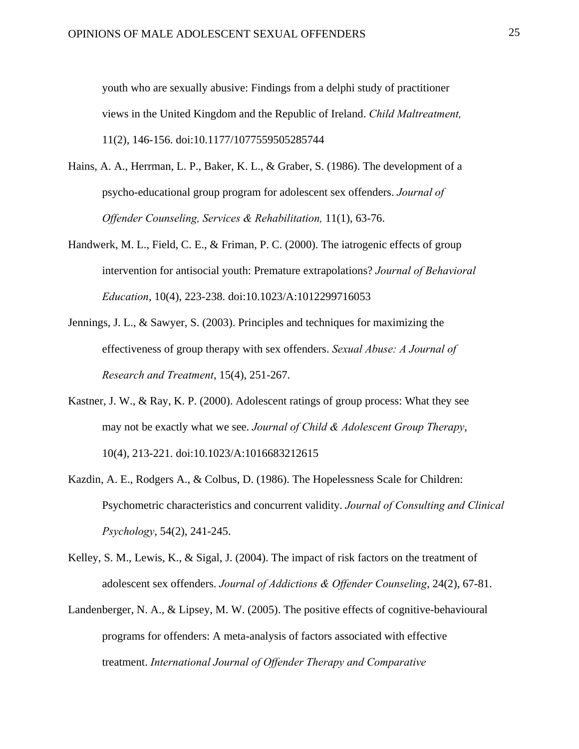youth who are sexually abusive: Findings from a delphi study of practitioner views in the United Kingdom and the Republic of Ireland. *Child Maltreatment,* 11(2), 146-156. doi:10.1177/1077559505285744

Hains, A. A., Herrman, L. P., Baker, K. L., & Graber, S. (1986). The development of a psycho-educational group program for adolescent sex offenders. *Journal of Offender Counseling, Services & Rehabilitation,* 11(1), 63-76.

Handwerk, M. L., Field, C. E., & Friman, P. C. (2000). The iatrogenic effects of group intervention for antisocial youth: Premature extrapolations? *Journal of Behavioral Education*, 10(4), 223-238. doi:10.1023/A:1012299716053

Jennings, J. L., & Sawyer, S. (2003). Principles and techniques for maximizing the effectiveness of group therapy with sex offenders. *Sexual Abuse: A Journal of Research and Treatment*, 15(4), 251-267.

Kastner, J. W., & Ray, K. P. (2000). Adolescent ratings of group process: What they see may not be exactly what we see. *Journal of Child & Adolescent Group Therapy*, 10(4), 213-221. doi:10.1023/A:1016683212615

Kazdin, A. E., Rodgers A., & Colbus, D. (1986). The Hopelessness Scale for Children: Psychometric characteristics and concurrent validity. *Journal of Consulting and Clinical Psychology*, 54(2), 241-245.

Kelley, S. M., Lewis, K., & Sigal, J. (2004). The impact of risk factors on the treatment of adolescent sex offenders. *Journal of Addictions & Offender Counseling*, 24(2), 67-81.

Landenberger, N. A., & Lipsey, M. W. (2005). The positive effects of cognitive-behavioural programs for offenders: A meta-analysis of factors associated with effective treatment. *International Journal of Offender Therapy and Comparative*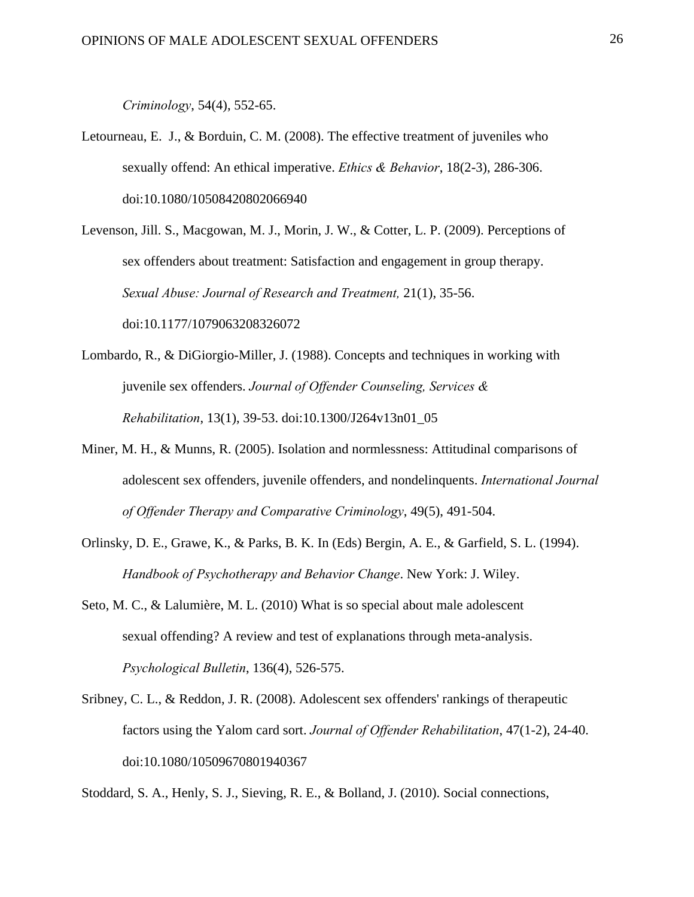*Criminology*, 54(4), 552-65.

Letourneau, E. J., & Borduin, C. M. (2008). The effective treatment of juveniles who sexually offend: An ethical imperative. *Ethics & Behavior*, 18(2-3), 286-306. doi:10.1080/10508420802066940

Levenson, Jill. S., Macgowan, M. J., Morin, J. W., & Cotter, L. P. (2009). Perceptions of sex offenders about treatment: Satisfaction and engagement in group therapy. *Sexual Abuse: Journal of Research and Treatment,* 21(1), 35-56. doi:10.1177/1079063208326072

Lombardo, R., & DiGiorgio-Miller, J. (1988). Concepts and techniques in working with juvenile sex offenders. *Journal of Offender Counseling, Services & Rehabilitation*, 13(1), 39-53. doi:10.1300/J264v13n01_05

Miner, M. H., & Munns, R. (2005). Isolation and normlessness: Attitudinal comparisons of adolescent sex offenders, juvenile offenders, and nondelinquents. *International Journal of Offender Therapy and Comparative Criminology*, 49(5), 491-504.

Orlinsky, D. E., Grawe, K., & Parks, B. K. In (Eds) Bergin, A. E., & Garfield, S. L. (1994). *Handbook of Psychotherapy and Behavior Change*. New York: J. Wiley.

Seto, M. C., & Lalumière, M. L. (2010) What is so special about male adolescent sexual offending? A review and test of explanations through meta-analysis. *Psychological Bulletin*, 136(4), 526-575.

Sribney, C. L., & Reddon, J. R. (2008). Adolescent sex offenders' rankings of therapeutic factors using the Yalom card sort. *Journal of Offender Rehabilitation*, 47(1-2), 24-40. doi:10.1080/10509670801940367

Stoddard, S. A., Henly, S. J., Sieving, R. E., & Bolland, J. (2010). Social connections,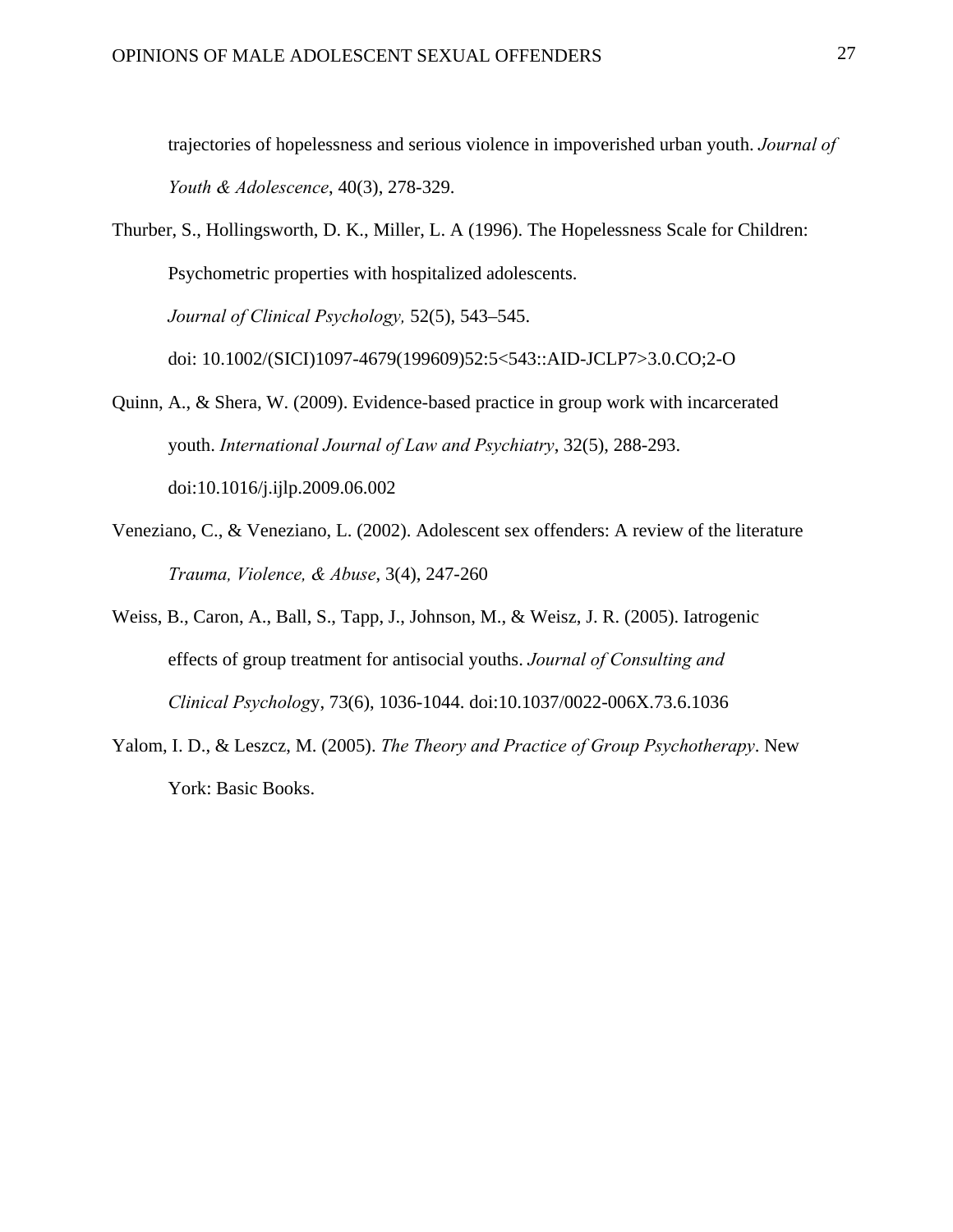trajectories of hopelessness and serious violence in impoverished urban youth. *Journal of Youth & Adolescence*, 40(3), 278-329.

Thurber, S., Hollingsworth, D. K., Miller, L. A (1996). The Hopelessness Scale for Children: Psychometric properties with hospitalized adolescents. *Journal of Clinical Psychology,* 52(5), 543–545. doi: 10.1002/(SICI)1097-4679(199609)52:5<543::AID-JCLP7>3.0.CO;2-O

Quinn, A., & Shera, W. (2009). Evidence-based practice in group work with incarcerated youth. *International Journal of Law and Psychiatry*, 32(5), 288-293. doi:10.1016/j.ijlp.2009.06.002

Veneziano, C., & Veneziano, L. (2002). Adolescent sex offenders: A review of the literature *Trauma, Violence, & Abuse*, 3(4), 247-260

Weiss, B., Caron, A., Ball, S., Tapp, J., Johnson, M., & Weisz, J. R. (2005). Iatrogenic effects of group treatment for antisocial youths. *Journal of Consulting and Clinical Psycholog*y, 73(6), 1036-1044. doi:10.1037/0022-006X.73.6.1036

Yalom, I. D., & Leszcz, M. (2005). *The Theory and Practice of Group Psychotherapy*. New York: Basic Books.